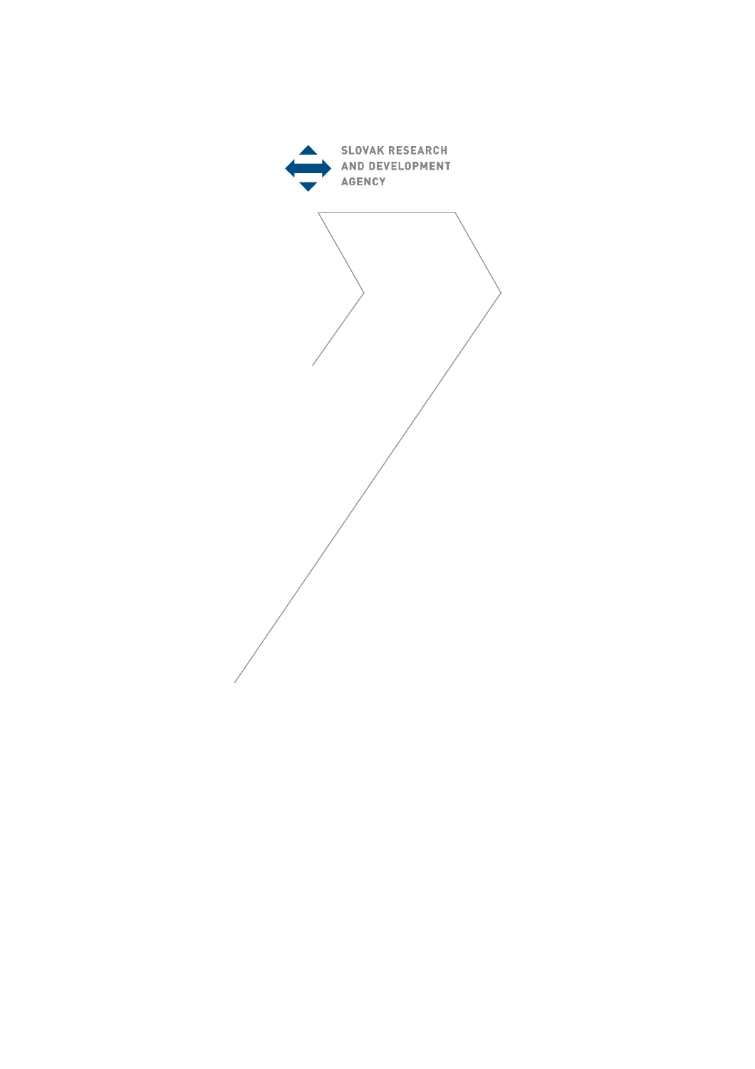SLOVAK RESEARCH
AND DEVELOPMENT
AGENCY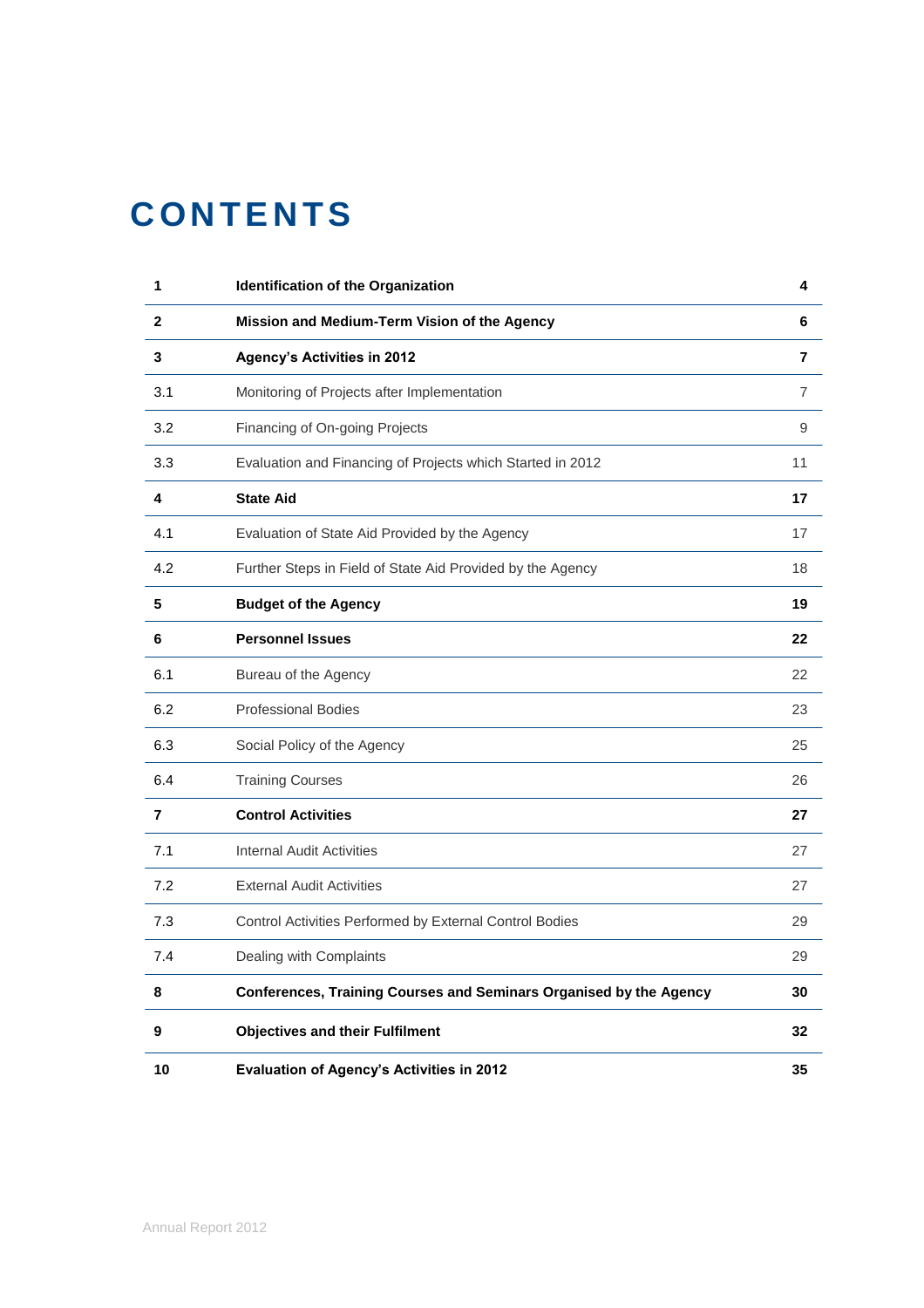# CONTENTS

| | | |
|---|---|---|
| **1** | **Identification of the Organization** | **4** |
| **2** | **Mission and Medium-Term Vision of the Agency** | **6** |
| **3** | **Agency's Activities in 2012** | **7** |
| 3.1 | Monitoring of Projects after Implementation | 7 |
| 3.2 | Financing of On-going Projects | 9 |
| 3.3 | Evaluation and Financing of Projects which Started in 2012 | 11 |
| **4** | **State Aid** | **17** |
| 4.1 | Evaluation of State Aid Provided by the Agency | 17 |
| 4.2 | Further Steps in Field of State Aid Provided by the Agency | 18 |
| **5** | **Budget of the Agency** | **19** |
| **6** | **Personnel Issues** | **22** |
| 6.1 | Bureau of the Agency | 22 |
| 6.2 | Professional Bodies | 23 |
| 6.3 | Social Policy of the Agency | 25 |
| 6.4 | Training Courses | 26 |
| **7** | **Control Activities** | **27** |
| 7.1 | Internal Audit Activities | 27 |
| 7.2 | External Audit Activities | 27 |
| 7.3 | Control Activities Performed by External Control Bodies | 29 |
| 7.4 | Dealing with Complaints | 29 |
| **8** | **Conferences, Training Courses and Seminars Organised by the Agency** | **30** |
| **9** | **Objectives and their Fulfilment** | **32** |
| **10** | **Evaluation of Agency's Activities in 2012** | **35** |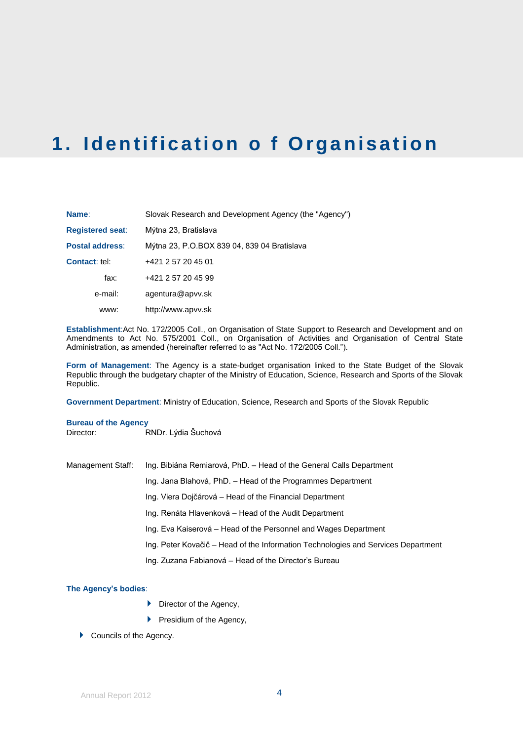# 1. Identification of Organisation

**Name**: Slovak Research and Development Agency (the "Agency")

**Registered seat**: Mýtna 23, Bratislava

**Postal address**: Mýtna 23, P.O.BOX 839 04, 839 04 Bratislava

**Contact**: tel: +421 2 57 20 45 01

fax: +421 2 57 20 45 99

e-mail: agentura@apvv.sk

www: http://www.apvv.sk

**Establishment**:Act No. 172/2005 Coll., on Organisation of State Support to Research and Development and on Amendments to Act No. 575/2001 Coll., on Organisation of Activities and Organisation of Central State Administration, as amended (hereinafter referred to as "Act No. 172/2005 Coll.").

**Form of Management**: The Agency is a state-budget organisation linked to the State Budget of the Slovak Republic through the budgetary chapter of the Ministry of Education, Science, Research and Sports of the Slovak Republic.

**Government Department**: Ministry of Education, Science, Research and Sports of the Slovak Republic

**Bureau of the Agency**

Director: RNDr. Lýdia Šuchová

Management Staff: Ing. Bibiána Remiarová, PhD. – Head of the General Calls Department

Ing. Jana Blahová, PhD. – Head of the Programmes Department

Ing. Viera Dojčárová – Head of the Financial Department

Ing. Renáta Hlavenková – Head of the Audit Department

Ing. Eva Kaiserová – Head of the Personnel and Wages Department

Ing. Peter Kovačič – Head of the Information Technologies and Services Department

Ing. Zuzana Fabianová – Head of the Director's Bureau

**The Agency's bodies**:

- Director of the Agency,
- Presidium of the Agency,
- Councils of the Agency.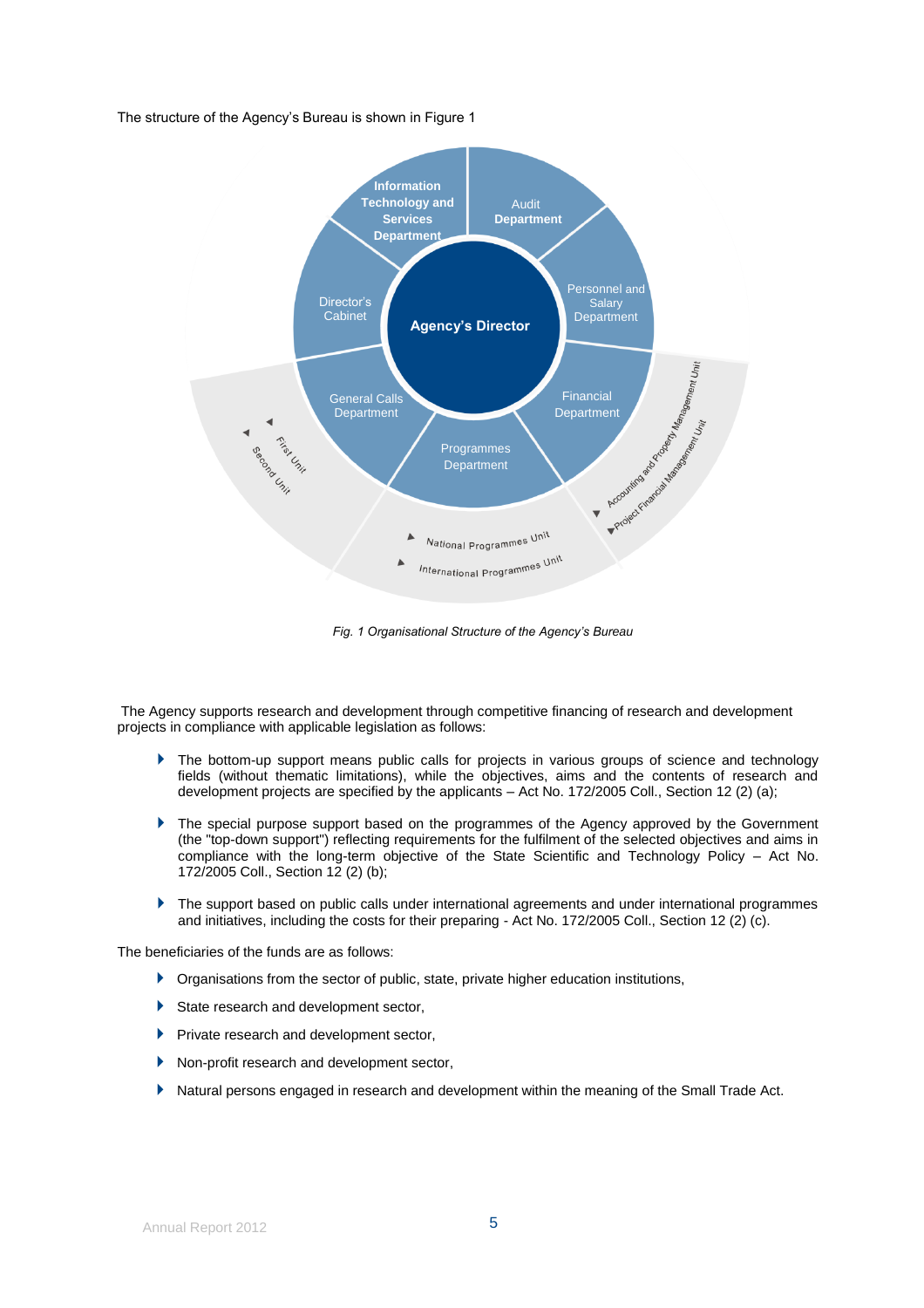The structure of the Agency's Bureau is shown in Figure 1

Agency's Director

Information Technology and Services Department

Audit Department

Personnel and Salary Department

Financial Department

Programmes Department

General Calls Department

Director's Cabinet

First Unit

Second Unit

National Programmes Unit

International Programmes Unit

Accounting and Property Management Unit

Project Financial Management Unit

*Fig. 1 Organisational Structure of the Agency's Bureau*

The Agency supports research and development through competitive financing of research and development projects in compliance with applicable legislation as follows:

- The bottom-up support means public calls for projects in various groups of science and technology fields (without thematic limitations), while the objectives, aims and the contents of research and development projects are specified by the applicants – Act No. 172/2005 Coll., Section 12 (2) (a);
- The special purpose support based on the programmes of the Agency approved by the Government (the "top-down support") reflecting requirements for the fulfilment of the selected objectives and aims in compliance with the long-term objective of the State Scientific and Technology Policy – Act No. 172/2005 Coll., Section 12 (2) (b);
- The support based on public calls under international agreements and under international programmes and initiatives, including the costs for their preparing - Act No. 172/2005 Coll., Section 12 (2) (c).

The beneficiaries of the funds are as follows:

- Organisations from the sector of public, state, private higher education institutions,
- State research and development sector,
- Private research and development sector,
- Non-profit research and development sector,
- Natural persons engaged in research and development within the meaning of the Small Trade Act.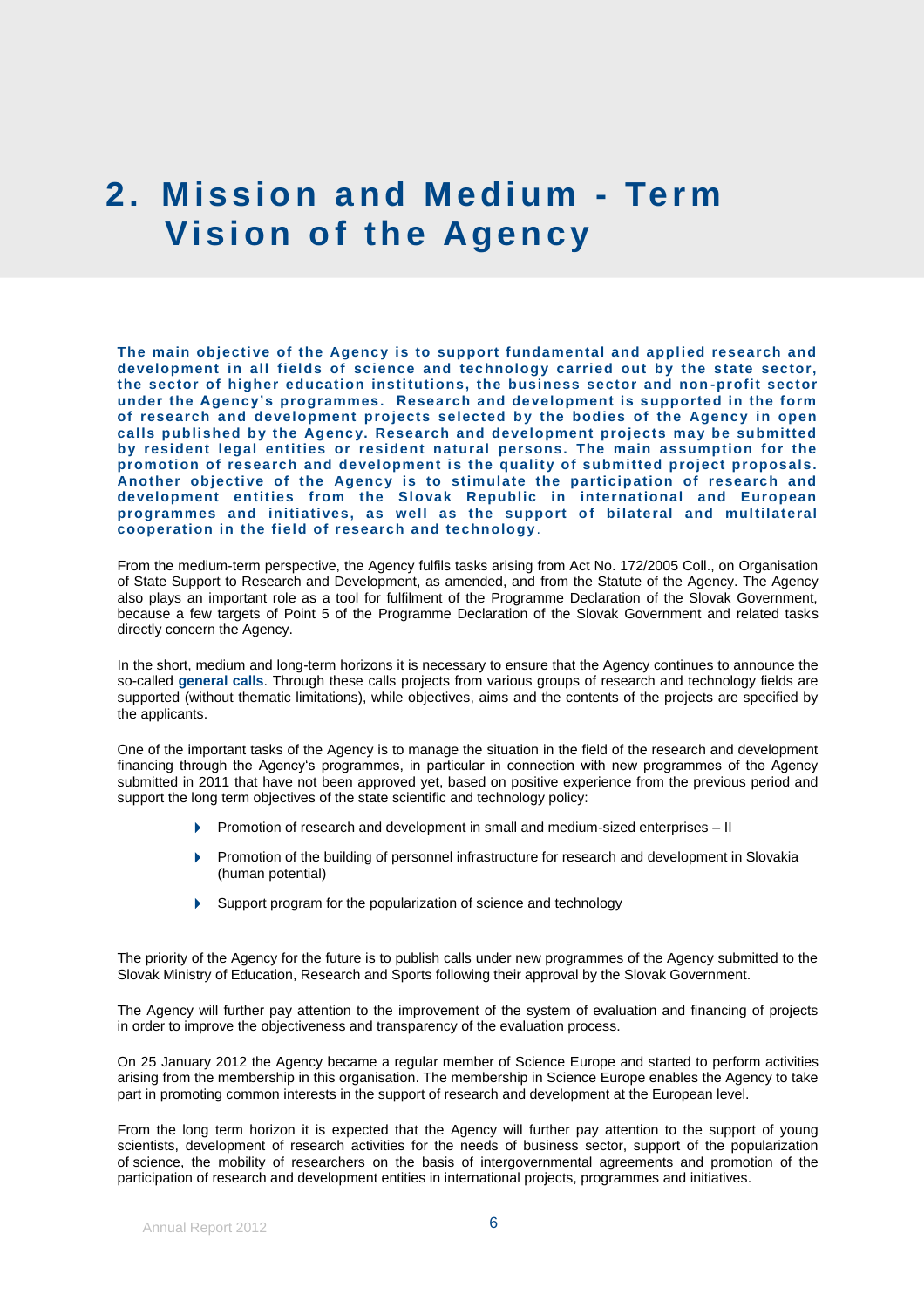# 2. Mission and Medium - Term Vision of the Agency

**The main objective of the Agency is to support fundamental and applied research and development in all fields of science and technology carried out by the state sector, the sector of higher education institutions, the business sector and non-profit sector under the Agency's programmes. Research and development is supported in the form of research and development projects selected by the bodies of the Agency in open calls published by the Agency. Research and development projects may be submitted by resident legal entities or resident natural persons. The main assumption for the promotion of research and development is the quality of submitted project proposals. Another objective of the Agency is to stimulate the participation of research and development entities from the Slovak Republic in international and European programmes and initiatives, as well as the support of bilateral and multilateral cooperation in the field of research and technology**.

From the medium-term perspective, the Agency fulfils tasks arising from Act No. 172/2005 Coll., on Organisation of State Support to Research and Development, as amended, and from the Statute of the Agency. The Agency also plays an important role as a tool for fulfilment of the Programme Declaration of the Slovak Government, because a few targets of Point 5 of the Programme Declaration of the Slovak Government and related tasks directly concern the Agency.

In the short, medium and long-term horizons it is necessary to ensure that the Agency continues to announce the so-called **general calls**. Through these calls projects from various groups of research and technology fields are supported (without thematic limitations), while objectives, aims and the contents of the projects are specified by the applicants.

One of the important tasks of the Agency is to manage the situation in the field of the research and development financing through the Agency's programmes, in particular in connection with new programmes of the Agency submitted in 2011 that have not been approved yet, based on positive experience from the previous period and support the long term objectives of the state scientific and technology policy:

- Promotion of research and development in small and medium-sized enterprises – II
- Promotion of the building of personnel infrastructure for research and development in Slovakia (human potential)
- Support program for the popularization of science and technology

The priority of the Agency for the future is to publish calls under new programmes of the Agency submitted to the Slovak Ministry of Education, Research and Sports following their approval by the Slovak Government.

The Agency will further pay attention to the improvement of the system of evaluation and financing of projects in order to improve the objectiveness and transparency of the evaluation process.

On 25 January 2012 the Agency became a regular member of Science Europe and started to perform activities arising from the membership in this organisation. The membership in Science Europe enables the Agency to take part in promoting common interests in the support of research and development at the European level.

From the long term horizon it is expected that the Agency will further pay attention to the support of young scientists, development of research activities for the needs of business sector, support of the popularization of science, the mobility of researchers on the basis of intergovernmental agreements and promotion of the participation of research and development entities in international projects, programmes and initiatives.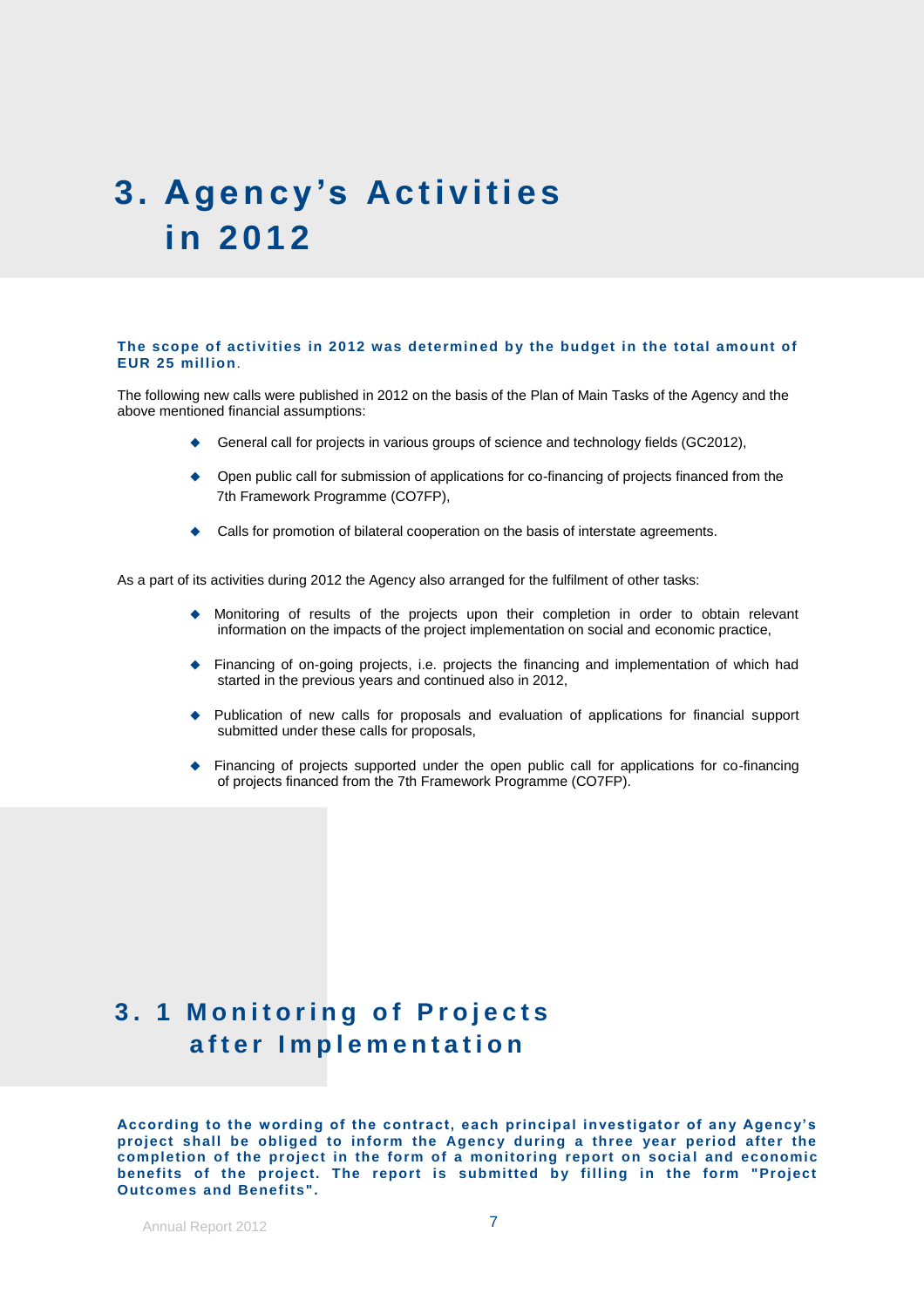# 3. Agency's Activities in 2012

**The scope of activities in 2012 was determined by the budget in the total amount of EUR 25 million**.

The following new calls were published in 2012 on the basis of the Plan of Main Tasks of the Agency and the above mentioned financial assumptions:

- General call for projects in various groups of science and technology fields (GC2012),
- Open public call for submission of applications for co-financing of projects financed from the 7th Framework Programme (CO7FP),
- Calls for promotion of bilateral cooperation on the basis of interstate agreements.

As a part of its activities during 2012 the Agency also arranged for the fulfilment of other tasks:

- Monitoring of results of the projects upon their completion in order to obtain relevant information on the impacts of the project implementation on social and economic practice,
- Financing of on-going projects, i.e. projects the financing and implementation of which had started in the previous years and continued also in 2012,
- Publication of new calls for proposals and evaluation of applications for financial support submitted under these calls for proposals,
- Financing of projects supported under the open public call for applications for co-financing of projects financed from the 7th Framework Programme (CO7FP).

## 3. 1 Monitoring of Projects after Implementation

**According to the wording of the contract, each principal investigator of any Agency's project shall be obliged to inform the Agency during a three year period after the completion of the project in the form of a monitoring report on social and economic benefits of the project. The report is submitted by filling in the form "Project Outcomes and Benefits".**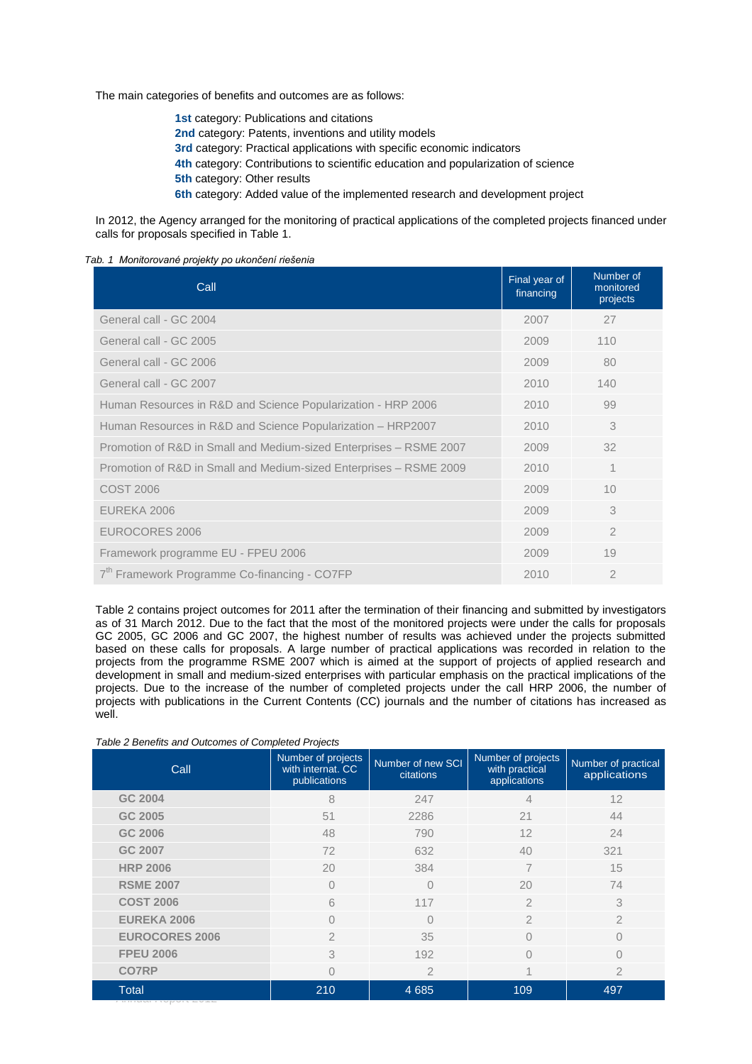The main categories of benefits and outcomes are as follows:

**1st** category: Publications and citations
**2nd** category: Patents, inventions and utility models
**3rd** category: Practical applications with specific economic indicators
**4th** category: Contributions to scientific education and popularization of science
**5th** category: Other results
**6th** category: Added value of the implemented research and development project

In 2012, the Agency arranged for the monitoring of practical applications of the completed projects financed under calls for proposals specified in Table 1.

*Tab. 1 Monitorované projekty po ukončení riešenia*

| Call | Final year of financing | Number of monitored projects |
|---|---|---|
| General call - GC 2004 | 2007 | 27 |
| General call - GC 2005 | 2009 | 110 |
| General call - GC 2006 | 2009 | 80 |
| General call - GC 2007 | 2010 | 140 |
| Human Resources in R&D and Science Popularization - HRP 2006 | 2010 | 99 |
| Human Resources in R&D and Science Popularization – HRP2007 | 2010 | 3 |
| Promotion of R&D in Small and Medium-sized Enterprises – RSME 2007 | 2009 | 32 |
| Promotion of R&D in Small and Medium-sized Enterprises – RSME 2009 | 2010 | 1 |
| COST 2006 | 2009 | 10 |
| EUREKA 2006 | 2009 | 3 |
| EUROCORES 2006 | 2009 | 2 |
| Framework programme EU - FPEU 2006 | 2009 | 19 |
| 7th Framework Programme Co-financing - CO7FP | 2010 | 2 |

Table 2 contains project outcomes for 2011 after the termination of their financing and submitted by investigators as of 31 March 2012. Due to the fact that the most of the monitored projects were under the calls for proposals GC 2005, GC 2006 and GC 2007, the highest number of results was achieved under the projects submitted based on these calls for proposals. A large number of practical applications was recorded in relation to the projects from the programme RSME 2007 which is aimed at the support of projects of applied research and development in small and medium-sized enterprises with particular emphasis on the practical implications of the projects. Due to the increase of the number of completed projects under the call HRP 2006, the number of projects with publications in the Current Contents (CC) journals and the number of citations has increased as well.

*Table 2 Benefits and Outcomes of Completed Projects*

| Call | Number of projects with internat. CC publications | Number of new SCI citations | Number of projects with practical applications | Number of practical applications |
|---|---|---|---|---|
| **GC 2004** | 8 | 247 | 4 | 12 |
| **GC 2005** | 51 | 2286 | 21 | 44 |
| **GC 2006** | 48 | 790 | 12 | 24 |
| **GC 2007** | 72 | 632 | 40 | 321 |
| **HRP 2006** | 20 | 384 | 7 | 15 |
| **RSME 2007** | 0 | 0 | 20 | 74 |
| **COST 2006** | 6 | 117 | 2 | 3 |
| **EUREKA 2006** | 0 | 0 | 2 | 2 |
| **EUROCORES 2006** | 2 | 35 | 0 | 0 |
| **FPEU 2006** | 3 | 192 | 0 | 0 |
| **CO7RP** | 0 | 2 | 1 | 2 |
| Total | 210 | 4 685 | 109 | 497 |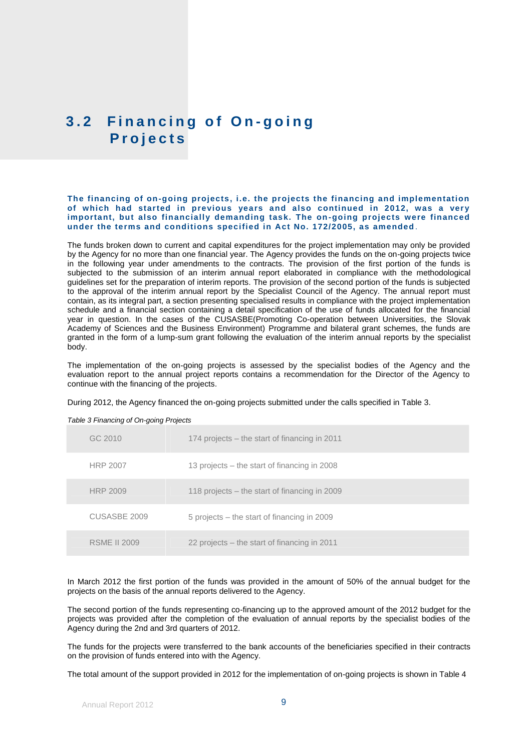# 3.2 Financing of On-going Projects

**The financing of on-going projects, i.e. the projects the financing and implementation of which had started in previous years and also continued in 2012, was a very important, but also financially demanding task. The on-going projects were financed under the terms and conditions specified in Act No. 172/2005, as amended.**

The funds broken down to current and capital expenditures for the project implementation may only be provided by the Agency for no more than one financial year. The Agency provides the funds on the on-going projects twice in the following year under amendments to the contracts. The provision of the first portion of the funds is subjected to the submission of an interim annual report elaborated in compliance with the methodological guidelines set for the preparation of interim reports. The provision of the second portion of the funds is subjected to the approval of the interim annual report by the Specialist Council of the Agency. The annual report must contain, as its integral part, a section presenting specialised results in compliance with the project implementation schedule and a financial section containing a detail specification of the use of funds allocated for the financial year in question. In the cases of the CUSASBE(Promoting Co-operation between Universities, the Slovak Academy of Sciences and the Business Environment) Programme and bilateral grant schemes, the funds are granted in the form of a lump-sum grant following the evaluation of the interim annual reports by the specialist body.

The implementation of the on-going projects is assessed by the specialist bodies of the Agency and the evaluation report to the annual project reports contains a recommendation for the Director of the Agency to continue with the financing of the projects.

During 2012, the Agency financed the on-going projects submitted under the calls specified in Table 3.

*Table 3 Financing of On-going Projects*

| | |
|---|---|
| GC 2010 | 174 projects – the start of financing in 2011 |
| HRP 2007 | 13 projects – the start of financing in 2008 |
| HRP 2009 | 118 projects – the start of financing in 2009 |
| CUSASBE 2009 | 5 projects – the start of financing in 2009 |
| RSME II 2009 | 22 projects – the start of financing in 2011 |

In March 2012 the first portion of the funds was provided in the amount of 50% of the annual budget for the projects on the basis of the annual reports delivered to the Agency.

The second portion of the funds representing co-financing up to the approved amount of the 2012 budget for the projects was provided after the completion of the evaluation of annual reports by the specialist bodies of the Agency during the 2nd and 3rd quarters of 2012.

The funds for the projects were transferred to the bank accounts of the beneficiaries specified in their contracts on the provision of funds entered into with the Agency.

The total amount of the support provided in 2012 for the implementation of on-going projects is shown in Table 4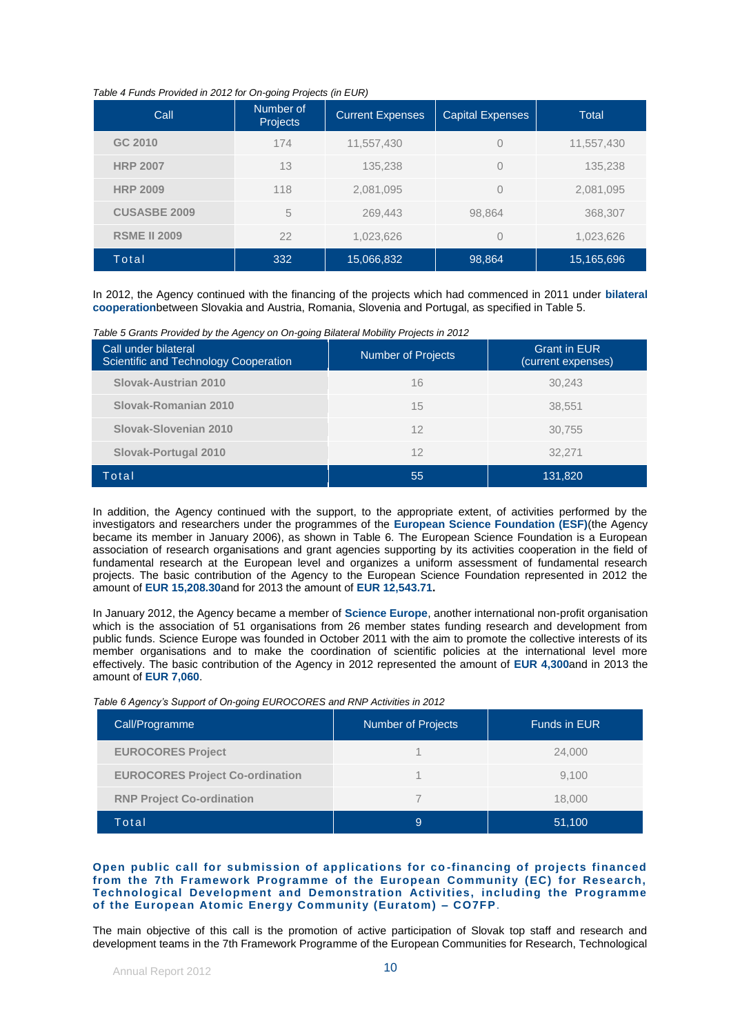*Table 4 Funds Provided in 2012 for On-going Projects (in EUR)*

| Call | Number of Projects | Current Expenses | Capital Expenses | Total |
|---|---|---|---|---|
| **GC 2010** | 174 | 11,557,430 | 0 | 11,557,430 |
| **HRP 2007** | 13 | 135,238 | 0 | 135,238 |
| **HRP 2009** | 118 | 2,081,095 | 0 | 2,081,095 |
| **CUSASBE 2009** | 5 | 269,443 | 98,864 | 368,307 |
| **RSME II 2009** | 22 | 1,023,626 | 0 | 1,023,626 |
| Total | 332 | 15,066,832 | 98,864 | 15,165,696 |

In 2012, the Agency continued with the financing of the projects which had commenced in 2011 under **bilateral cooperation**between Slovakia and Austria, Romania, Slovenia and Portugal, as specified in Table 5.

*Table 5 Grants Provided by the Agency on On-going Bilateral Mobility Projects in 2012*

| Call under bilateral Scientific and Technology Cooperation | Number of Projects | Grant in EUR (current expenses) |
|---|---|---|
| **Slovak-Austrian 2010** | 16 | 30,243 |
| **Slovak-Romanian 2010** | 15 | 38,551 |
| **Slovak-Slovenian 2010** | 12 | 30,755 |
| **Slovak-Portugal 2010** | 12 | 32,271 |
| Total | 55 | 131,820 |

In addition, the Agency continued with the support, to the appropriate extent, of activities performed by the investigators and researchers under the programmes of the **European Science Foundation (ESF)**(the Agency became its member in January 2006), as shown in Table 6. The European Science Foundation is a European association of research organisations and grant agencies supporting by its activities cooperation in the field of fundamental research at the European level and organizes a uniform assessment of fundamental research projects. The basic contribution of the Agency to the European Science Foundation represented in 2012 the amount of **EUR 15,208.30**and for 2013 the amount of **EUR 12,543.71.**

In January 2012, the Agency became a member of **Science Europe**, another international non-profit organisation which is the association of 51 organisations from 26 member states funding research and development from public funds. Science Europe was founded in October 2011 with the aim to promote the collective interests of its member organisations and to make the coordination of scientific policies at the international level more effectively. The basic contribution of the Agency in 2012 represented the amount of **EUR 4,300**and in 2013 the amount of **EUR 7,060**.

*Table 6 Agency's Support of On-going EUROCORES and RNP Activities in 2012*

| Call/Programme | Number of Projects | Funds in EUR |
|---|---|---|
| **EUROCORES Project** | 1 | 24,000 |
| **EUROCORES Project Co-ordination** | 1 | 9,100 |
| **RNP Project Co-ordination** | 7 | 18,000 |
| Total | 9 | 51,100 |

**Open public call for submission of applications for co-financing of projects financed from the 7th Framework Programme of the European Community (EC) for Research, Technological Development and Demonstration Activities, including the Programme of the European Atomic Energy Community (Euratom) – CO7FP**.

The main objective of this call is the promotion of active participation of Slovak top staff and research and development teams in the 7th Framework Programme of the European Communities for Research, Technological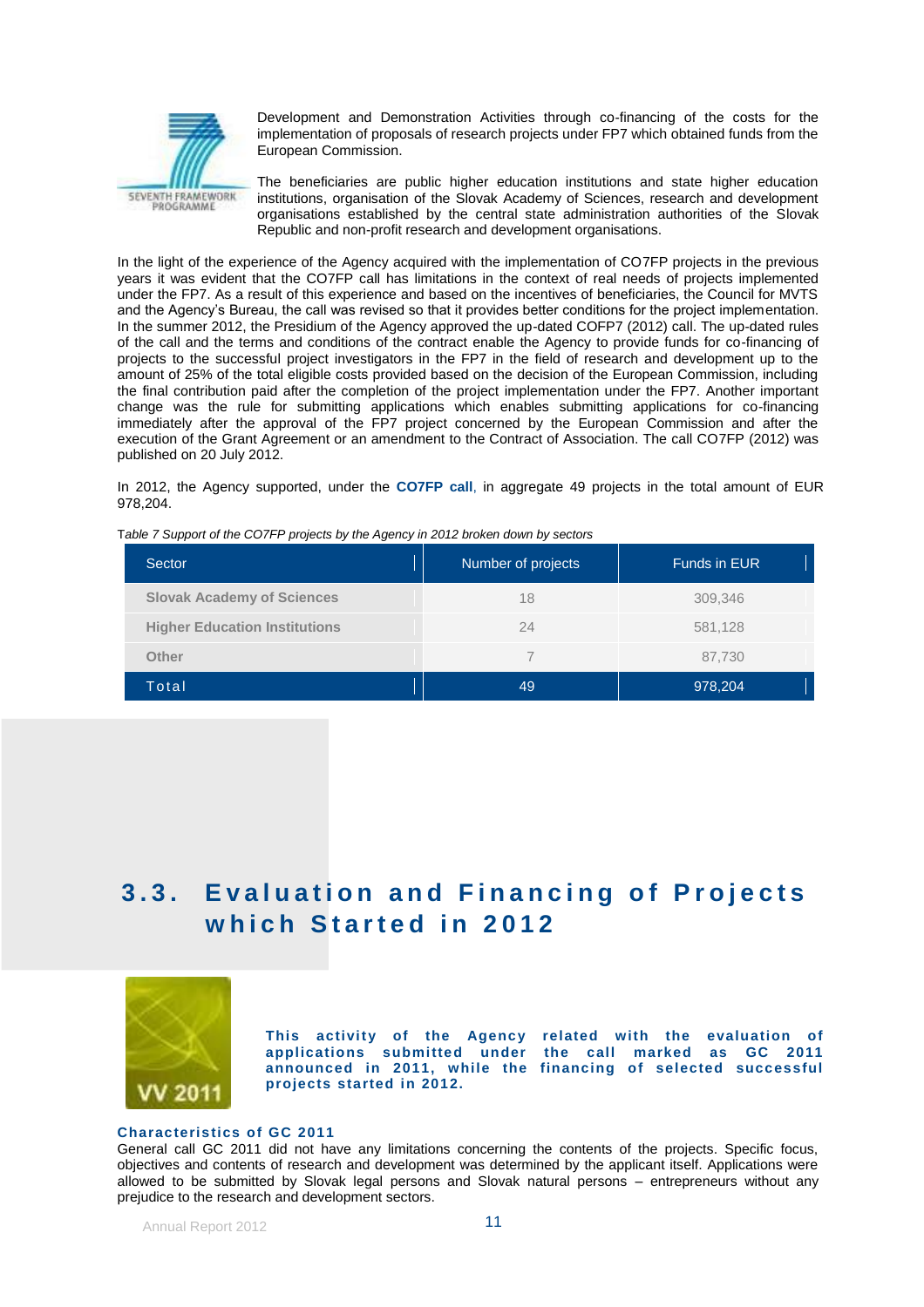Development and Demonstration Activities through co-financing of the costs for the implementation of proposals of research projects under FP7 which obtained funds from the European Commission.

The beneficiaries are public higher education institutions and state higher education institutions, organisation of the Slovak Academy of Sciences, research and development organisations established by the central state administration authorities of the Slovak Republic and non-profit research and development organisations.

In the light of the experience of the Agency acquired with the implementation of CO7FP projects in the previous years it was evident that the CO7FP call has limitations in the context of real needs of projects implemented under the FP7. As a result of this experience and based on the incentives of beneficiaries, the Council for MVTS and the Agency's Bureau, the call was revised so that it provides better conditions for the project implementation. In the summer 2012, the Presidium of the Agency approved the up-dated COFP7 (2012) call. The up-dated rules of the call and the terms and conditions of the contract enable the Agency to provide funds for co-financing of projects to the successful project investigators in the FP7 in the field of research and development up to the amount of 25% of the total eligible costs provided based on the decision of the European Commission, including the final contribution paid after the completion of the project implementation under the FP7. Another important change was the rule for submitting applications which enables submitting applications for co-financing immediately after the approval of the FP7 project concerned by the European Commission and after the execution of the Grant Agreement or an amendment to the Contract of Association. The call CO7FP (2012) was published on 20 July 2012.

In 2012, the Agency supported, under the **CO7FP call**, in aggregate 49 projects in the total amount of EUR 978,204.

*Table 7 Support of the CO7FP projects by the Agency in 2012 broken down by sectors*

| Sector | Number of projects | Funds in EUR |
|---|---|---|
| **Slovak Academy of Sciences** | 18 | 309,346 |
| **Higher Education Institutions** | 24 | 581,128 |
| **Other** | 7 | 87,730 |
| **Total** | 49 | 978,204 |

## 3.3. Evaluation and Financing of Projects which Started in 2012

VV 2011

**This activity of the Agency related with the evaluation of applications submitted under the call marked as GC 2011 announced in 2011, while the financing of selected successful projects started in 2012.**

### Characteristics of GC 2011

General call GC 2011 did not have any limitations concerning the contents of the projects. Specific focus, objectives and contents of research and development was determined by the applicant itself. Applications were allowed to be submitted by Slovak legal persons and Slovak natural persons – entrepreneurs without any prejudice to the research and development sectors.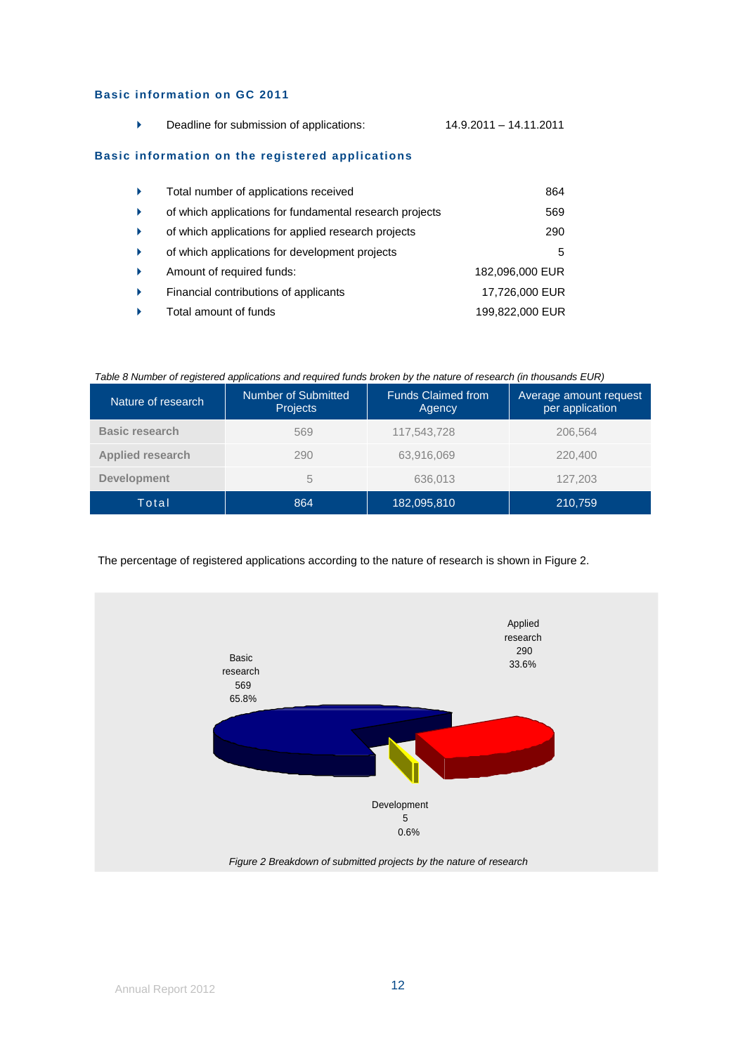### Basic information on GC 2011

- Deadline for submission of applications: 14.9.2011 – 14.11.2011

### Basic information on the registered applications

- Total number of applications received 864
- of which applications for fundamental research projects 569
- of which applications for applied research projects 290
- of which applications for development projects 5
- Amount of required funds: 182,096,000 EUR
- Financial contributions of applicants 17,726,000 EUR
- Total amount of funds 199,822,000 EUR

*Table 8 Number of registered applications and required funds broken by the nature of research (in thousands EUR)*

| Nature of research | Number of Submitted Projects | Funds Claimed from Agency | Average amount request per application |
|---|---|---|---|
| **Basic research** | 569 | 117,543,728 | 206,564 |
| **Applied research** | 290 | 63,916,069 | 220,400 |
| **Development** | 5 | 636,013 | 127,203 |
| Total | 864 | 182,095,810 | 210,759 |

The percentage of registered applications according to the nature of research is shown in Figure 2.

Basic research
569
65.8%

Applied research
290
33.6%

Development
5
0.6%

*Figure 2 Breakdown of submitted projects by the nature of research*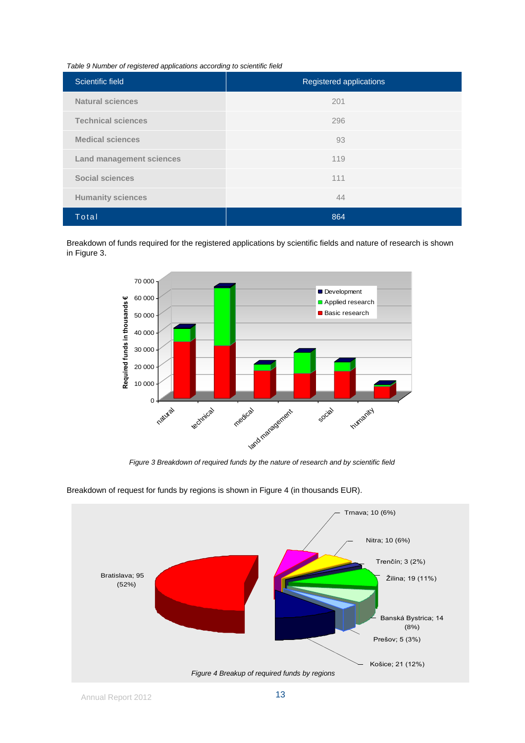*Table 9 Number of registered applications according to scientific field*

| Scientific field | Registered applications |
|---|---|
| Natural sciences | 201 |
| Technical sciences | 296 |
| Medical sciences | 93 |
| Land management sciences | 119 |
| Social sciences | 111 |
| Humanity sciences | 44 |
| Total | 864 |

Breakdown of funds required for the registered applications by scientific fields and nature of research is shown in Figure 3.

*Figure 3 Breakdown of required funds by the nature of research and by scientific field*

Breakdown of request for funds by regions is shown in Figure 4 (in thousands EUR).

*Figure 4 Breakup of required funds by regions*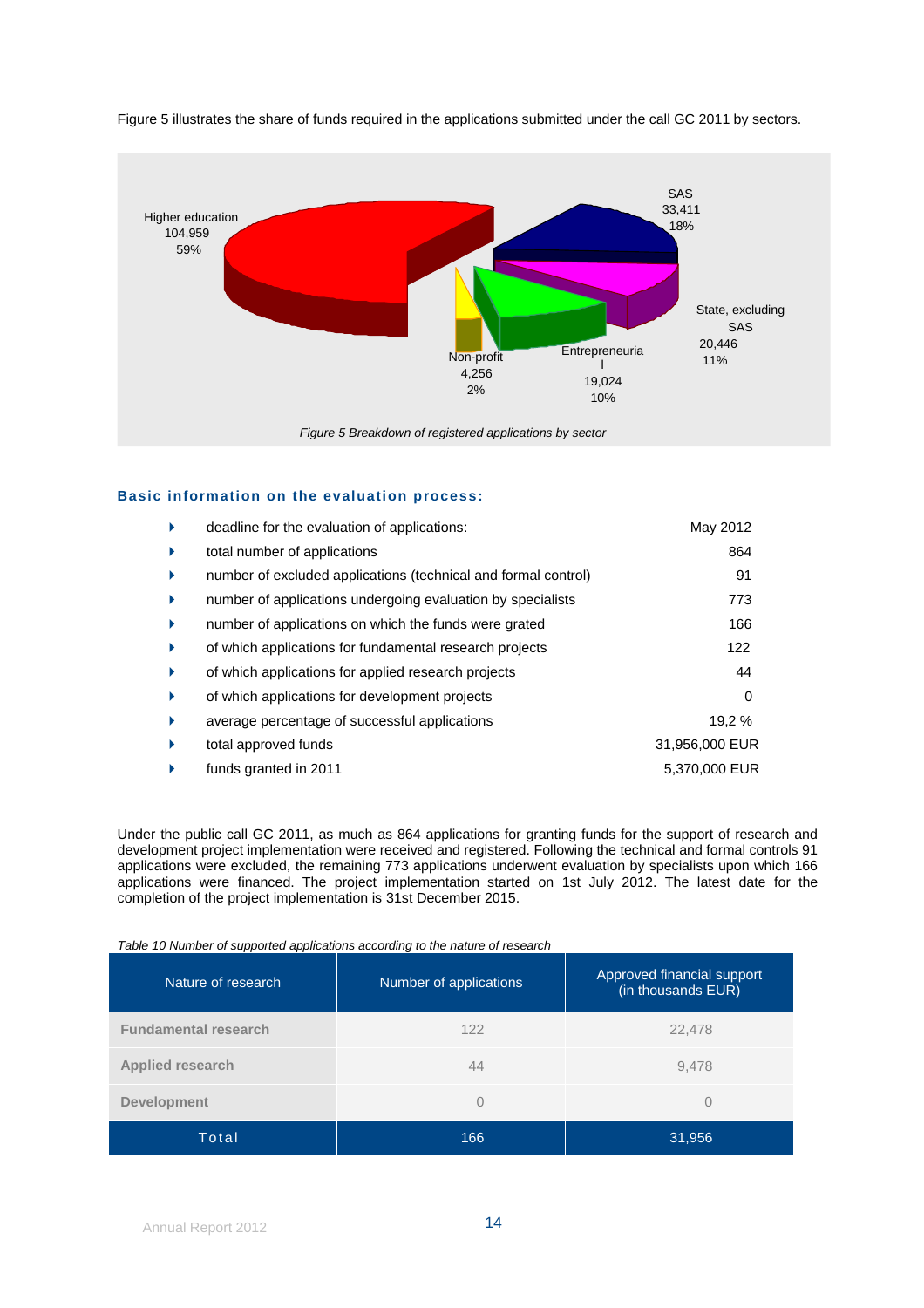Figure 5 illustrates the share of funds required in the applications submitted under the call GC 2011 by sectors.

Higher education
104,959
59%

SAS
33,411
18%

State, excluding SAS
20,446
11%

Entrepreneurial
19,024
10%

Non-profit
4,256
2%

*Figure 5 Breakdown of registered applications by sector*

### Basic information on the evaluation process:

| | |
|---|---|
| deadline for the evaluation of applications: | May 2012 |
| total number of applications | 864 |
| number of excluded applications (technical and formal control) | 91 |
| number of applications undergoing evaluation by specialists | 773 |
| number of applications on which the funds were grated | 166 |
| of which applications for fundamental research projects | 122 |
| of which applications for applied research projects | 44 |
| of which applications for development projects | 0 |
| average percentage of successful applications | 19,2 % |
| total approved funds | 31,956,000 EUR |
| funds granted in 2011 | 5,370,000 EUR |

Under the public call GC 2011, as much as 864 applications for granting funds for the support of research and development project implementation were received and registered. Following the technical and formal controls 91 applications were excluded, the remaining 773 applications underwent evaluation by specialists upon which 166 applications were financed. The project implementation started on 1st July 2012. The latest date for the completion of the project implementation is 31st December 2015.

*Table 10 Number of supported applications according to the nature of research*

| Nature of research | Number of applications | Approved financial support (in thousands EUR) |
|---|---|---|
| **Fundamental research** | 122 | 22,478 |
| **Applied research** | 44 | 9,478 |
| **Development** | 0 | 0 |
| Total | 166 | 31,956 |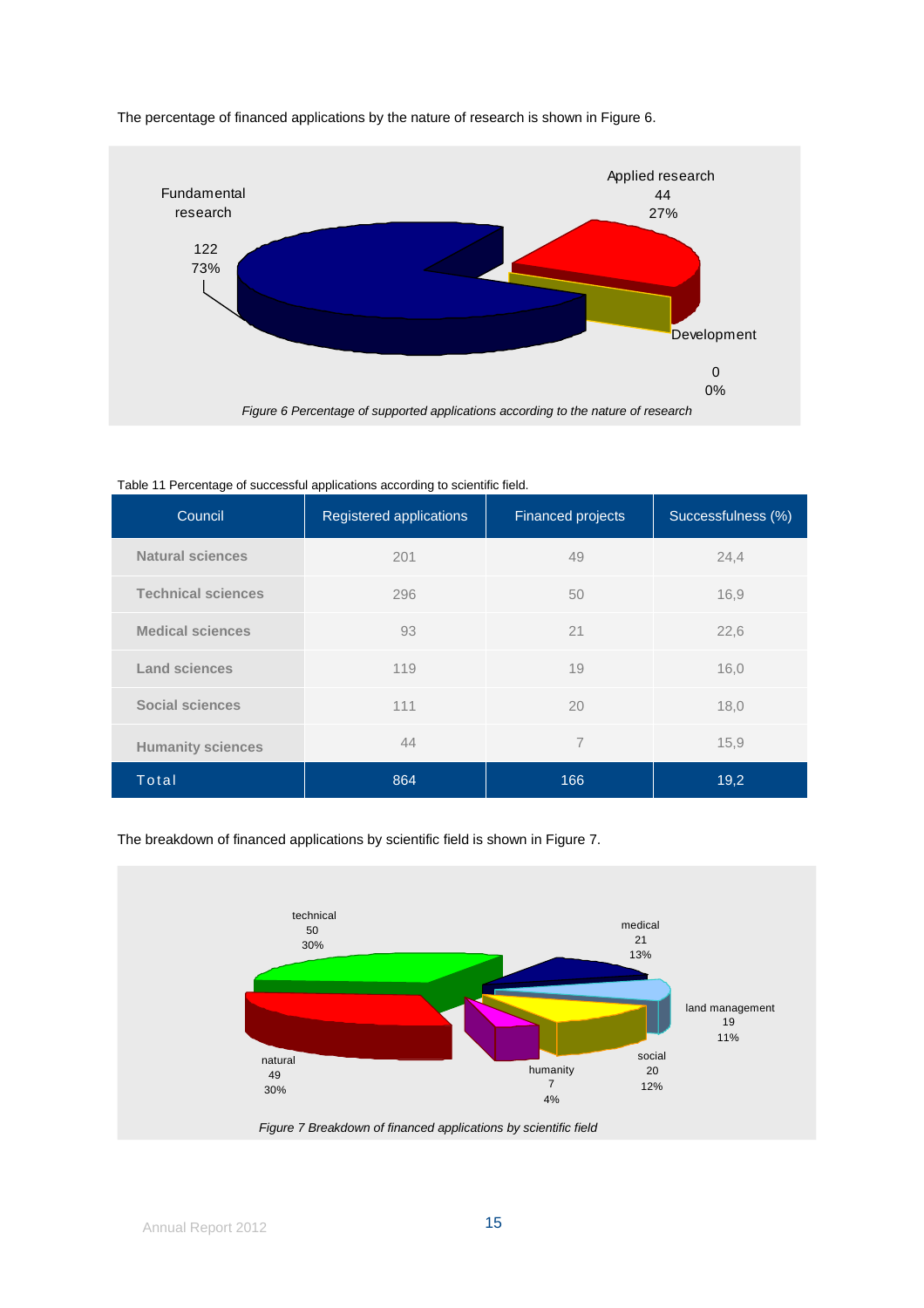The percentage of financed applications by the nature of research is shown in Figure 6.

Fundamental research
122
73%

Applied research
44
27%

Development
0
0%

*Figure 6 Percentage of supported applications according to the nature of research*

Table 11 Percentage of successful applications according to scientific field.

| Council | Registered applications | Financed projects | Successfulness (%) |
|---|---|---|---|
| **Natural sciences** | 201 | 49 | 24,4 |
| **Technical sciences** | 296 | 50 | 16,9 |
| **Medical sciences** | 93 | 21 | 22,6 |
| **Land sciences** | 119 | 19 | 16,0 |
| **Social sciences** | 111 | 20 | 18,0 |
| **Humanity sciences** | 44 | 7 | 15,9 |
| Total | 864 | 166 | 19,2 |

The breakdown of financed applications by scientific field is shown in Figure 7.

technical
50
30%

medical
21
13%

land management
19
11%

social
20
12%

humanity
7
4%

natural
49
30%

*Figure 7 Breakdown of financed applications by scientific field*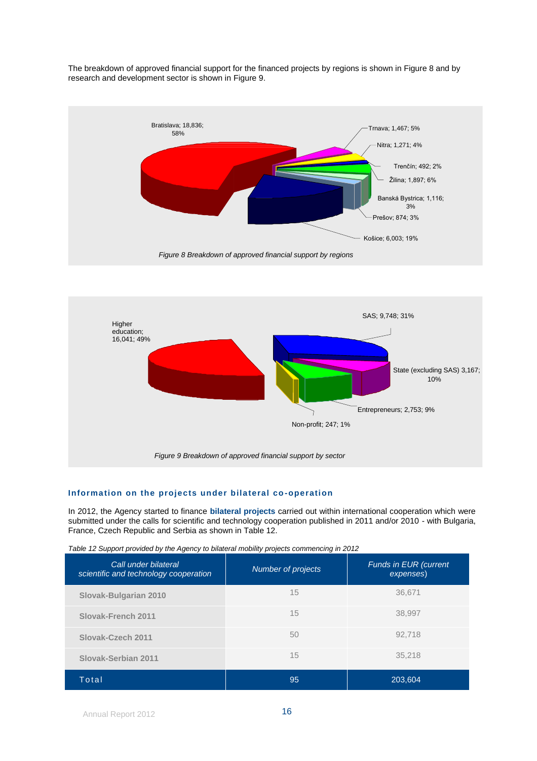The breakdown of approved financial support for the financed projects by regions is shown in Figure 8 and by research and development sector is shown in Figure 9.

Bratislava; 18,836; 58%

Trnava; 1,467; 5%

Nitra; 1,271; 4%

Trenčín; 492; 2%

Žilina; 1,897; 6%

Banská Bystrica; 1,116; 3%

Prešov; 874; 3%

Košice; 6,003; 19%

*Figure 8 Breakdown of approved financial support by regions*

Higher education; 16,041; 49%

SAS; 9,748; 31%

State (excluding SAS) 3,167; 10%

Entrepreneurs; 2,753; 9%

Non-profit; 247; 1%

*Figure 9 Breakdown of approved financial support by sector*

### Information on the projects under bilateral co-operation

In 2012, the Agency started to finance **bilateral projects** carried out within international cooperation which were submitted under the calls for scientific and technology cooperation published in 2011 and/or 2010 - with Bulgaria, France, Czech Republic and Serbia as shown in Table 12.

*Table 12 Support provided by the Agency to bilateral mobility projects commencing in 2012*

| Call under bilateral scientific and technology cooperation | Number of projects | Funds in EUR (current expenses) |
|---|---|---|
| Slovak-Bulgarian 2010 | 15 | 36,671 |
| Slovak-French 2011 | 15 | 38,997 |
| Slovak-Czech 2011 | 50 | 92,718 |
| Slovak-Serbian 2011 | 15 | 35,218 |
| Total | 95 | 203,604 |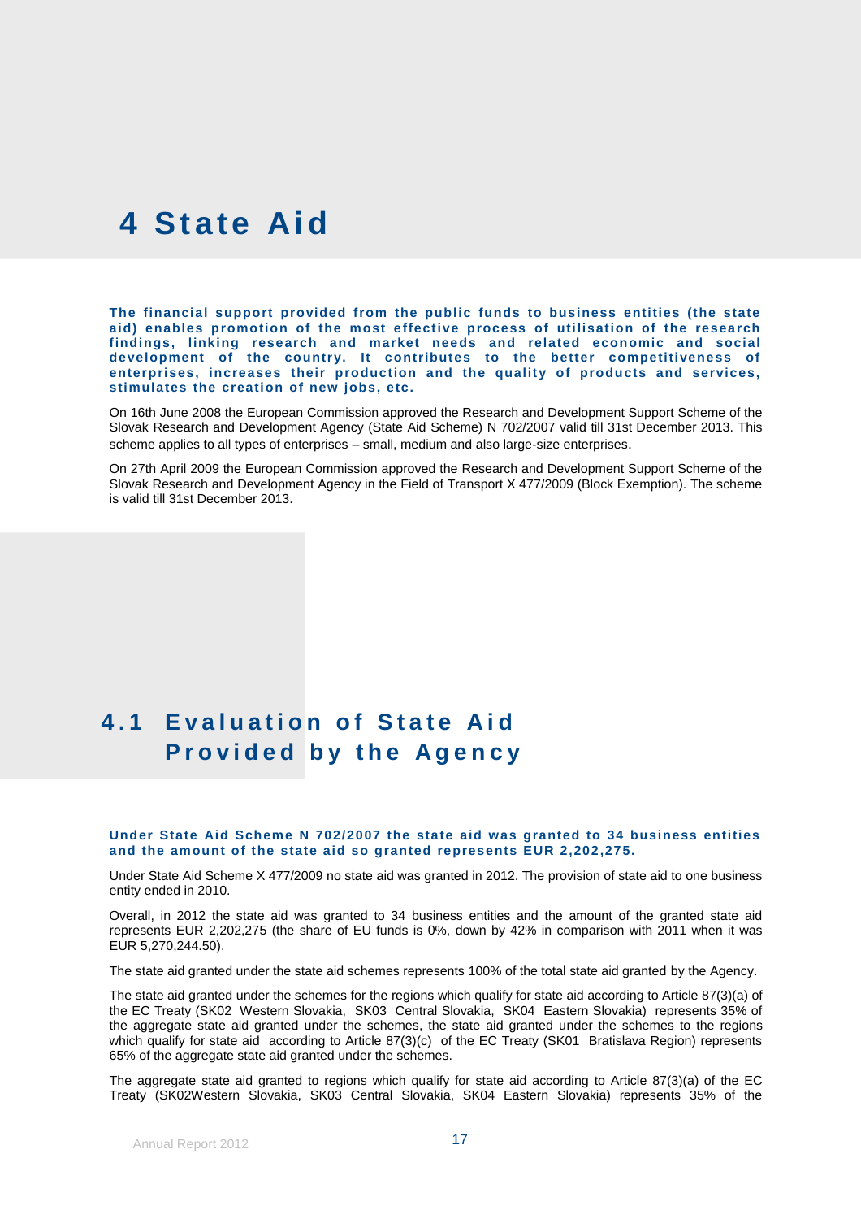# 4 State Aid

**The financial support provided from the public funds to business entities (the state aid) enables promotion of the most effective process of utilisation of the research findings, linking research and market needs and related economic and social development of the country. It contributes to the better competitiveness of enterprises, increases their production and the quality of products and services, stimulates the creation of new jobs, etc.**

On 16th June 2008 the European Commission approved the Research and Development Support Scheme of the Slovak Research and Development Agency (State Aid Scheme) N 702/2007 valid till 31st December 2013. This scheme applies to all types of enterprises – small, medium and also large-size enterprises.

On 27th April 2009 the European Commission approved the Research and Development Support Scheme of the Slovak Research and Development Agency in the Field of Transport X 477/2009 (Block Exemption). The scheme is valid till 31st December 2013.

## 4.1 Evaluation of State Aid Provided by the Agency

**Under State Aid Scheme N 702/2007 the state aid was granted to 34 business entities and the amount of the state aid so granted represents EUR 2,202,275.**

Under State Aid Scheme X 477/2009 no state aid was granted in 2012. The provision of state aid to one business entity ended in 2010.

Overall, in 2012 the state aid was granted to 34 business entities and the amount of the granted state aid represents EUR 2,202,275 (the share of EU funds is 0%, down by 42% in comparison with 2011 when it was EUR 5,270,244.50).

The state aid granted under the state aid schemes represents 100% of the total state aid granted by the Agency.

The state aid granted under the schemes for the regions which qualify for state aid according to Article 87(3)(a) of the EC Treaty (SK02 Western Slovakia, SK03 Central Slovakia, SK04 Eastern Slovakia) represents 35% of the aggregate state aid granted under the schemes, the state aid granted under the schemes to the regions which qualify for state aid according to Article 87(3)(c) of the EC Treaty (SK01 Bratislava Region) represents 65% of the aggregate state aid granted under the schemes.

The aggregate state aid granted to regions which qualify for state aid according to Article 87(3)(a) of the EC Treaty (SK02Western Slovakia, SK03 Central Slovakia, SK04 Eastern Slovakia) represents 35% of the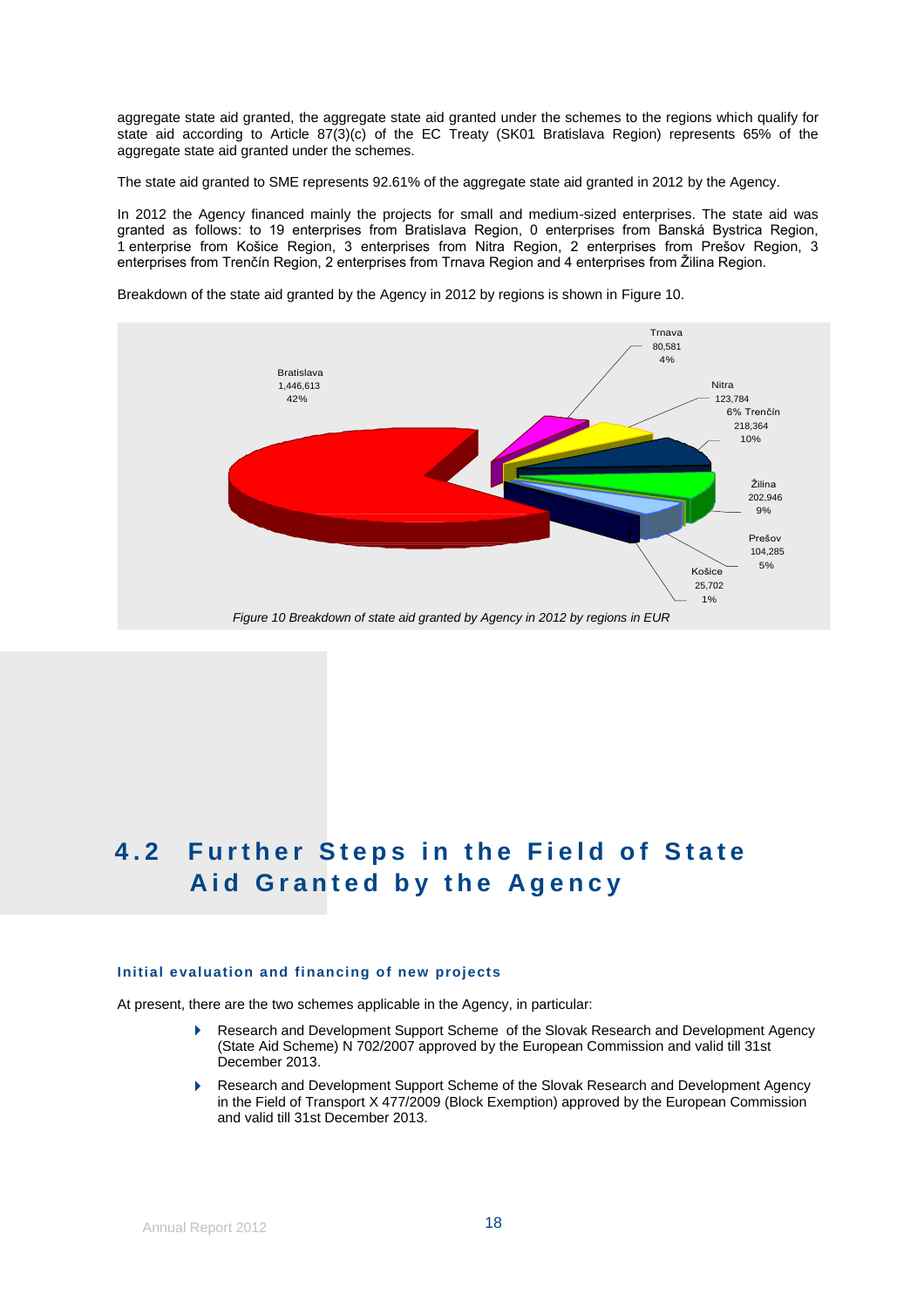aggregate state aid granted, the aggregate state aid granted under the schemes to the regions which qualify for state aid according to Article 87(3)(c) of the EC Treaty (SK01 Bratislava Region) represents 65% of the aggregate state aid granted under the schemes.

The state aid granted to SME represents 92.61% of the aggregate state aid granted in 2012 by the Agency.

In 2012 the Agency financed mainly the projects for small and medium-sized enterprises. The state aid was granted as follows: to 19 enterprises from Bratislava Region, 0 enterprises from Banská Bystrica Region, 1 enterprise from Košice Region, 3 enterprises from Nitra Region, 2 enterprises from Prešov Region, 3 enterprises from Trenčín Region, 2 enterprises from Trnava Region and 4 enterprises from Žilina Region.

Breakdown of the state aid granted by the Agency in 2012 by regions is shown in Figure 10.

Bratislava
1,446,613
42%

Trnava
80,581
4%

Nitra
123,784
6%

Trenčín
218,364
10%

Žilina
202,946
9%

Prešov
104,285
5%

Košice
25,702
1%

*Figure 10 Breakdown of state aid granted by Agency in 2012 by regions in EUR*

# 4.2 Further Steps in the Field of State Aid Granted by the Agency

### Initial evaluation and financing of new projects

At present, there are the two schemes applicable in the Agency, in particular:

- Research and Development Support Scheme of the Slovak Research and Development Agency (State Aid Scheme) N 702/2007 approved by the European Commission and valid till 31st December 2013.
- Research and Development Support Scheme of the Slovak Research and Development Agency in the Field of Transport X 477/2009 (Block Exemption) approved by the European Commission and valid till 31st December 2013.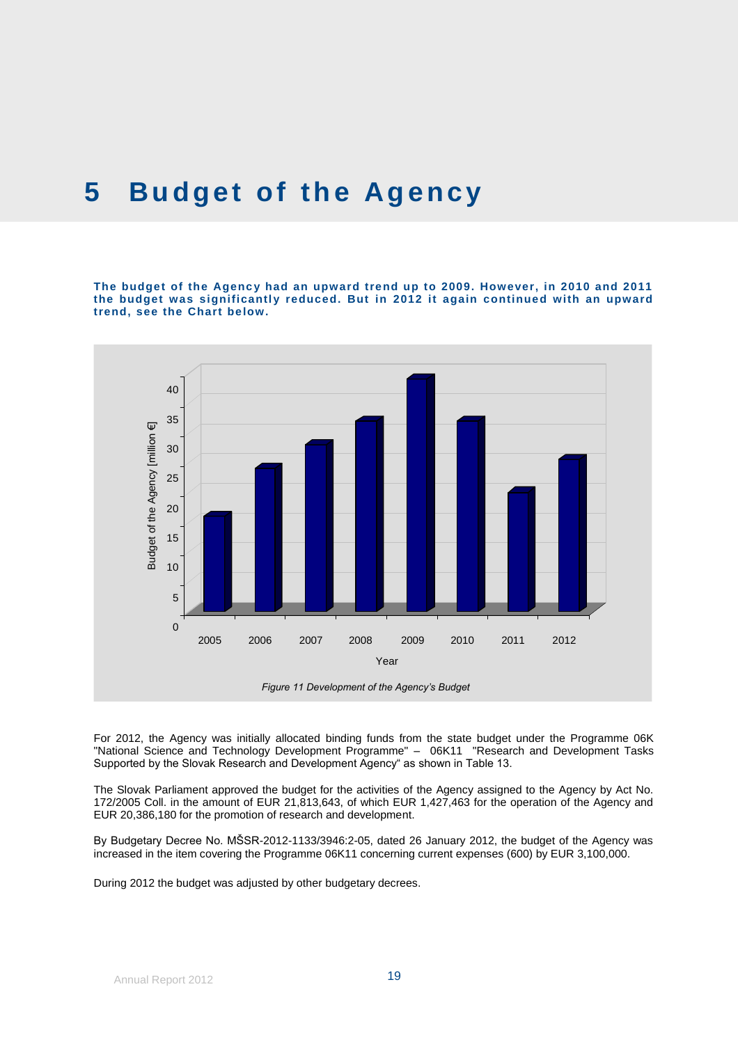# 5 Budget of the Agency

**The budget of the Agency had an upward trend up to 2009. However, in 2010 and 2011 the budget was significantly reduced. But in 2012 it again continued with an upward trend, see the Chart below.**

Budget of the Agency [million €]

40
35
30
25
20
15
10
5
0

2005 2006 2007 2008 2009 2010 2011 2012

Year

*Figure 11 Development of the Agency's Budget*

For 2012, the Agency was initially allocated binding funds from the state budget under the Programme 06K "National Science and Technology Development Programme" – 06K11 "Research and Development Tasks Supported by the Slovak Research and Development Agency" as shown in Table 13.

The Slovak Parliament approved the budget for the activities of the Agency assigned to the Agency by Act No. 172/2005 Coll. in the amount of EUR 21,813,643, of which EUR 1,427,463 for the operation of the Agency and EUR 20,386,180 for the promotion of research and development.

By Budgetary Decree No. MŠSR-2012-1133/3946:2-05, dated 26 January 2012, the budget of the Agency was increased in the item covering the Programme 06K11 concerning current expenses (600) by EUR 3,100,000.

During 2012 the budget was adjusted by other budgetary decrees.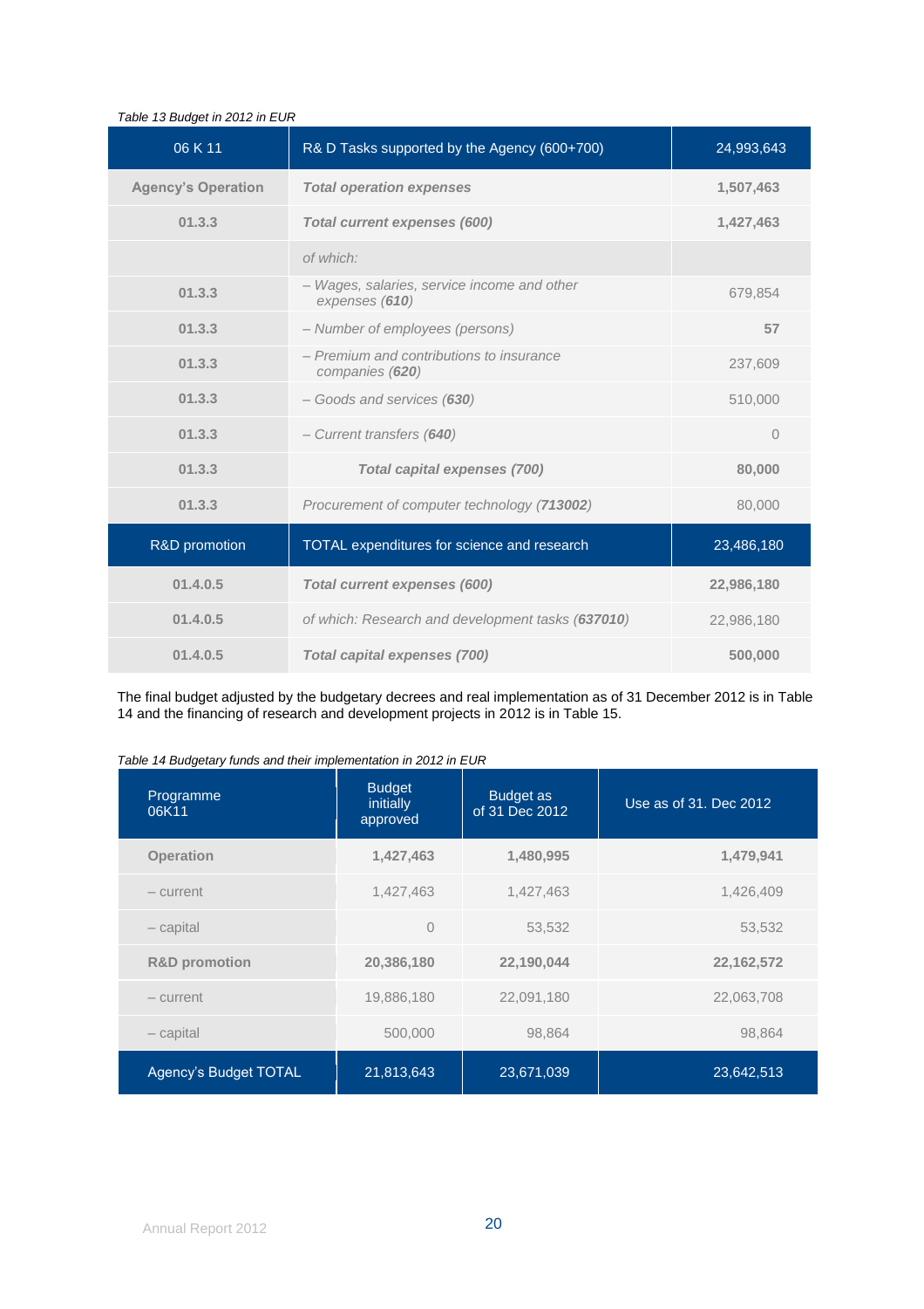*Table 13 Budget in 2012 in EUR*

| 06 K 11 | R& D Tasks supported by the Agency (600+700) | 24,993,643 |
|---|---|---|
| **Agency's Operation** | ***Total operation expenses*** | **1,507,463** |
| **01.3.3** | ***Total current expenses (600)*** | **1,427,463** |
| | *of which:* | |
| **01.3.3** | *– Wages, salaries, service income and other expenses (**610**)* | 679,854 |
| **01.3.3** | *– Number of employees (persons)* | **57** |
| **01.3.3** | *– Premium and contributions to insurance companies (**620**)* | 237,609 |
| **01.3.3** | *– Goods and services (**630**)* | 510,000 |
| **01.3.3** | *– Current transfers (**640**)* | 0 |
| **01.3.3** | ***Total capital expenses (700)*** | **80,000** |
| **01.3.3** | *Procurement of computer technology (**713002**)* | 80,000 |
| R&D promotion | TOTAL expenditures for science and research | 23,486,180 |
| **01.4.0.5** | ***Total current expenses (600)*** | **22,986,180** |
| **01.4.0.5** | *of which: Research and development tasks (**637010**)* | 22,986,180 |
| **01.4.0.5** | ***Total capital expenses (700)*** | **500,000** |

The final budget adjusted by the budgetary decrees and real implementation as of 31 December 2012 is in Table 14 and the financing of research and development projects in 2012 is in Table 15.

*Table 14 Budgetary funds and their implementation in 2012 in EUR*

| Programme 06K11 | Budget initially approved | Budget as of 31 Dec 2012 | Use as of 31. Dec 2012 |
|---|---|---|---|
| **Operation** | **1,427,463** | **1,480,995** | **1,479,941** |
| – current | 1,427,463 | 1,427,463 | 1,426,409 |
| – capital | 0 | 53,532 | 53,532 |
| **R&D promotion** | **20,386,180** | **22,190,044** | **22,162,572** |
| – current | 19,886,180 | 22,091,180 | 22,063,708 |
| – capital | 500,000 | 98,864 | 98,864 |
| Agency's Budget TOTAL | 21,813,643 | 23,671,039 | 23,642,513 |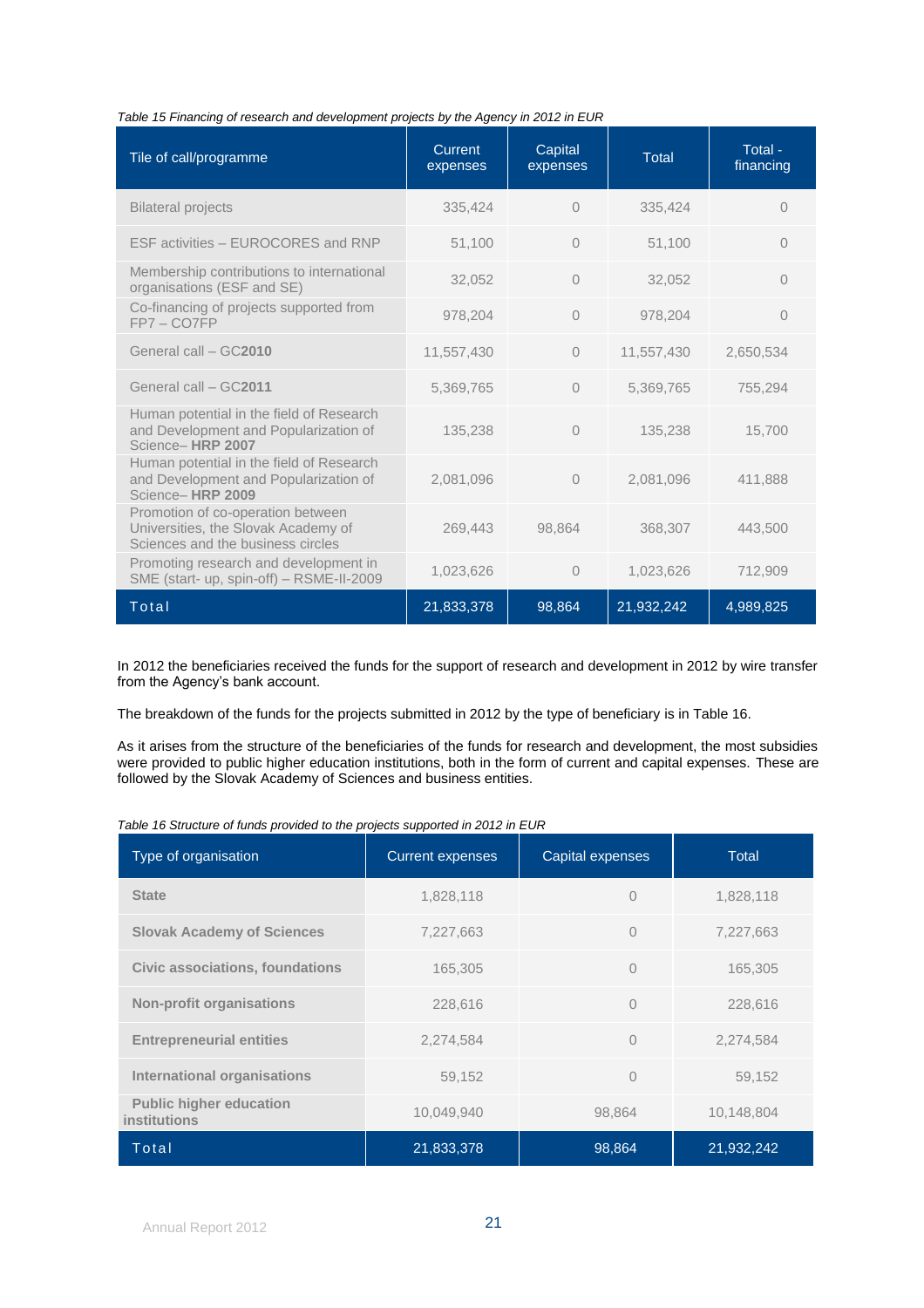*Table 15 Financing of research and development projects by the Agency in 2012 in EUR*

| Tile of call/programme | Current expenses | Capital expenses | Total | Total - financing |
|---|---|---|---|---|
| Bilateral projects | 335,424 | 0 | 335,424 | 0 |
| ESF activities – EUROCORES and RNP | 51,100 | 0 | 51,100 | 0 |
| Membership contributions to international organisations (ESF and SE) | 32,052 | 0 | 32,052 | 0 |
| Co-financing of projects supported from FP7 – CO7FP | 978,204 | 0 | 978,204 | 0 |
| General call – GC**2010** | 11,557,430 | 0 | 11,557,430 | 2,650,534 |
| General call – GC**2011** | 5,369,765 | 0 | 5,369,765 | 755,294 |
| Human potential in the field of Research and Development and Popularization of Science– **HRP 2007** | 135,238 | 0 | 135,238 | 15,700 |
| Human potential in the field of Research and Development and Popularization of Science– **HRP 2009** | 2,081,096 | 0 | 2,081,096 | 411,888 |
| Promotion of co-operation between Universities, the Slovak Academy of Sciences and the business circles | 269,443 | 98,864 | 368,307 | 443,500 |
| Promoting research and development in SME (start- up, spin-off) – RSME-II-2009 | 1,023,626 | 0 | 1,023,626 | 712,909 |
| Total | 21,833,378 | 98,864 | 21,932,242 | 4,989,825 |

In 2012 the beneficiaries received the funds for the support of research and development in 2012 by wire transfer from the Agency's bank account.

The breakdown of the funds for the projects submitted in 2012 by the type of beneficiary is in Table 16.

As it arises from the structure of the beneficiaries of the funds for research and development, the most subsidies were provided to public higher education institutions, both in the form of current and capital expenses. These are followed by the Slovak Academy of Sciences and business entities.

*Table 16 Structure of funds provided to the projects supported in 2012 in EUR*

| Type of organisation | Current expenses | Capital expenses | Total |
|---|---|---|---|
| **State** | 1,828,118 | 0 | 1,828,118 |
| **Slovak Academy of Sciences** | 7,227,663 | 0 | 7,227,663 |
| **Civic associations, foundations** | 165,305 | 0 | 165,305 |
| **Non-profit organisations** | 228,616 | 0 | 228,616 |
| **Entrepreneurial entities** | 2,274,584 | 0 | 2,274,584 |
| **International organisations** | 59,152 | 0 | 59,152 |
| **Public higher education institutions** | 10,049,940 | 98,864 | 10,148,804 |
| Total | 21,833,378 | 98,864 | 21,932,242 |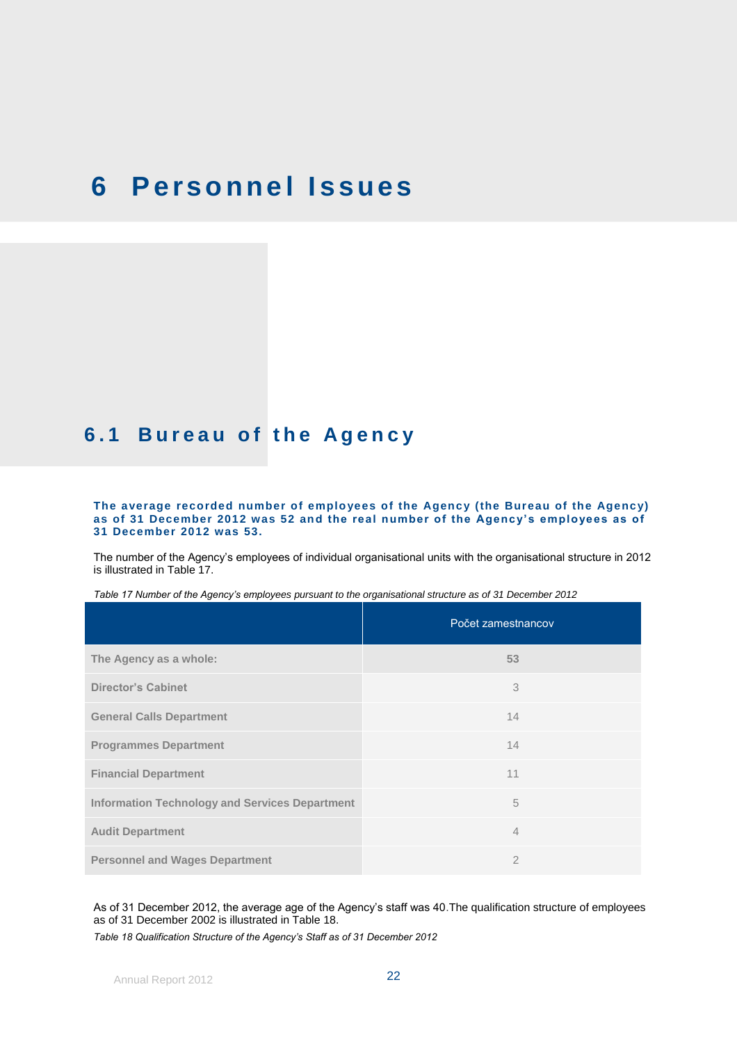# 6 Personnel Issues

## 6.1 Bureau of the Agency

**The average recorded number of employees of the Agency (the Bureau of the Agency) as of 31 December 2012 was 52 and the real number of the Agency's employees as of 31 December 2012 was 53.**

The number of the Agency's employees of individual organisational units with the organisational structure in 2012 is illustrated in Table 17.

*Table 17 Number of the Agency's employees pursuant to the organisational structure as of 31 December 2012*

| | Počet zamestnancov |
|---|---|
| **The Agency as a whole:** | **53** |
| **Director's Cabinet** | 3 |
| **General Calls Department** | 14 |
| **Programmes Department** | 14 |
| **Financial Department** | 11 |
| **Information Technology and Services Department** | 5 |
| **Audit Department** | 4 |
| **Personnel and Wages Department** | 2 |

As of 31 December 2012, the average age of the Agency's staff was 40.The qualification structure of employees as of 31 December 2002 is illustrated in Table 18.

*Table 18 Qualification Structure of the Agency's Staff as of 31 December 2012*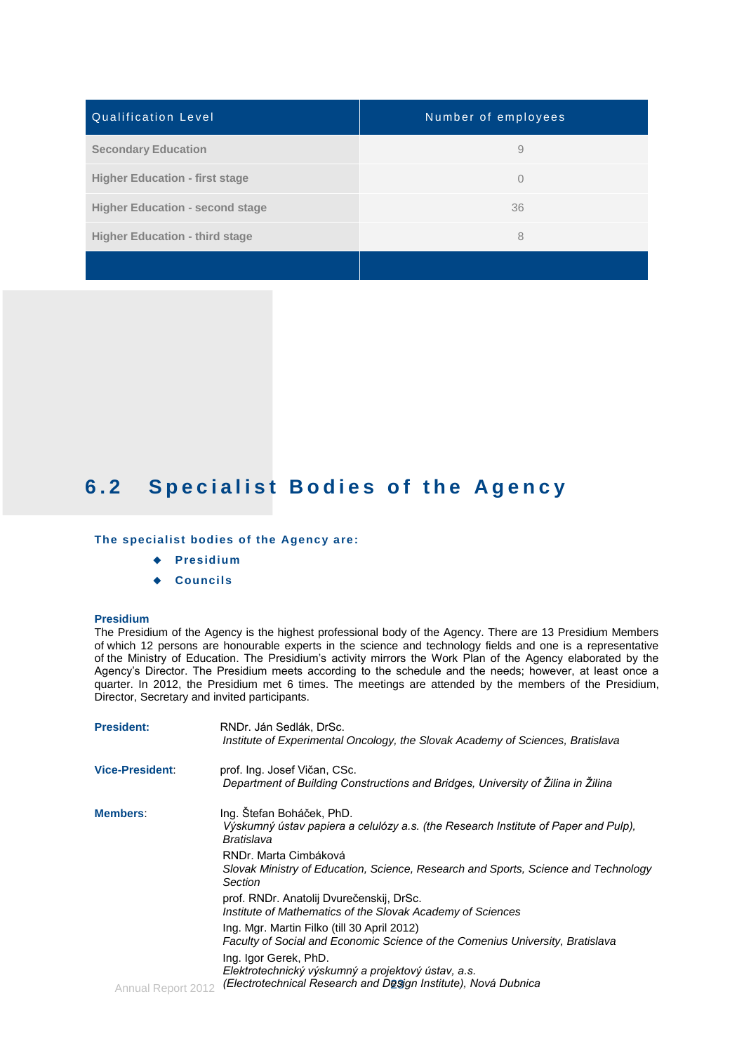| Qualification Level | Number of employees |
|---|---|
| Secondary Education | 9 |
| Higher Education - first stage | 0 |
| Higher Education - second stage | 36 |
| Higher Education - third stage | 8 |
| | |

## 6.2 Specialist Bodies of the Agency

**The specialist bodies of the Agency are:**

- **Presidium**
- **Councils**

**Presidium**

The Presidium of the Agency is the highest professional body of the Agency. There are 13 Presidium Members of which 12 persons are honourable experts in the science and technology fields and one is a representative of the Ministry of Education. The Presidium's activity mirrors the Work Plan of the Agency elaborated by the Agency's Director. The Presidium meets according to the schedule and the needs; however, at least once a quarter. In 2012, the Presidium met 6 times. The meetings are attended by the members of the Presidium, Director, Secretary and invited participants.

**President:** RNDr. Ján Sedlák, DrSc.
*Institute of Experimental Oncology, the Slovak Academy of Sciences, Bratislava*

**Vice-President:** prof. Ing. Josef Vičan, CSc.
*Department of Building Constructions and Bridges, University of Žilina in Žilina*

**Members:**

Ing. Štefan Boháček, PhD.
*Výskumný ústav papiera a celulózy a.s. (the Research Institute of Paper and Pulp), Bratislava*

RNDr. Marta Cimbáková
*Slovak Ministry of Education, Science, Research and Sports, Science and Technology Section*

prof. RNDr. Anatolij Dvurečenskij, DrSc.
*Institute of Mathematics of the Slovak Academy of Sciences*

Ing. Mgr. Martin Filko (till 30 April 2012)
*Faculty of Social and Economic Science of the Comenius University, Bratislava*

Ing. Igor Gerek, PhD.
*Elektrotechnický výskumný a projektový ústav, a.s.*
*(Electrotechnical Research and Design Institute), Nová Dubnica*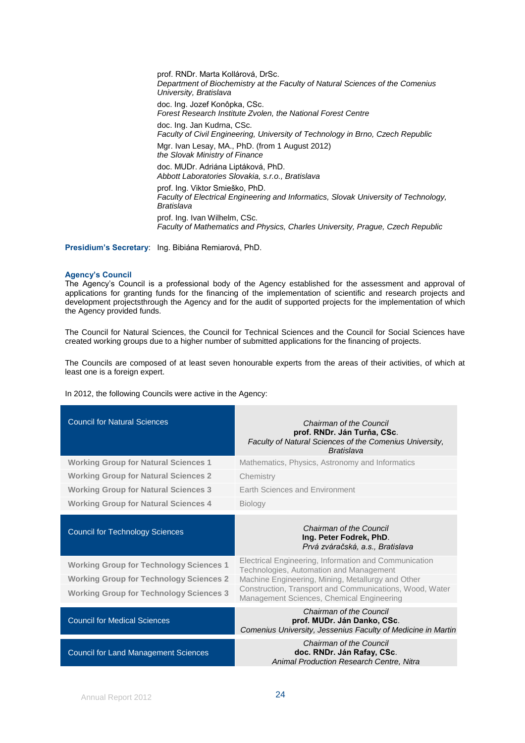prof. RNDr. Marta Kollárová, DrSc.
*Department of Biochemistry at the Faculty of Natural Sciences of the Comenius University, Bratislava*

doc. Ing. Jozef Konôpka, CSc.
*Forest Research Institute Zvolen, the National Forest Centre*

doc. Ing. Jan Kudrna, CSc.
*Faculty of Civil Engineering, University of Technology in Brno, Czech Republic*

Mgr. Ivan Lesay, MA., PhD. (from 1 August 2012)
*the Slovak Ministry of Finance*

doc. MUDr. Adriána Liptáková, PhD.
*Abbott Laboratories Slovakia, s.r.o., Bratislava*

prof. Ing. Viktor Smieško, PhD.
*Faculty of Electrical Engineering and Informatics, Slovak University of Technology, Bratislava*

prof. Ing. Ivan Wilhelm, CSc.
*Faculty of Mathematics and Physics, Charles University, Prague, Czech Republic*

**Presidium's Secretary**: Ing. Bibiána Remiarová, PhD.

**Agency's Council**

The Agency's Council is a professional body of the Agency established for the assessment and approval of applications for granting funds for the financing of the implementation of scientific and research projects and development projectsthrough the Agency and for the audit of supported projects for the implementation of which the Agency provided funds.

The Council for Natural Sciences, the Council for Technical Sciences and the Council for Social Sciences have created working groups due to a higher number of submitted applications for the financing of projects.

The Councils are composed of at least seven honourable experts from the areas of their activities, of which at least one is a foreign expert.

In 2012, the following Councils were active in the Agency:

| Council | |
|---|---|
| Council for Natural Sciences | *Chairman of the Council*<br>**prof. RNDr. Ján Turňa, CSc**.<br>*Faculty of Natural Sciences of the Comenius University, Bratislava* |
| **Working Group for Natural Sciences 1** | Mathematics, Physics, Astronomy and Informatics |
| **Working Group for Natural Sciences 2** | Chemistry |
| **Working Group for Natural Sciences 3** | Earth Sciences and Environment |
| **Working Group for Natural Sciences 4** | Biology |
| Council for Technology Sciences | *Chairman of the Council*<br>**Ing. Peter Fodrek, PhD**.<br>*Prvá zváračská, a.s., Bratislava* |
| **Working Group for Technology Sciences 1** | Electrical Engineering, Information and Communication Technologies, Automation and Management |
| **Working Group for Technology Sciences 2** | Machine Engineering, Mining, Metallurgy and Other |
| **Working Group for Technology Sciences 3** | Construction, Transport and Communications, Wood, Water Management Sciences, Chemical Engineering |
| Council for Medical Sciences | *Chairman of the Council*<br>**prof. MUDr. Ján Danko, CSc**.<br>*Comenius University, Jessenius Faculty of Medicine in Martin* |
| Council for Land Management Sciences | *Chairman of the Council*<br>**doc. RNDr. Ján Rafay, CSc**.<br>*Animal Production Research Centre, Nitra* |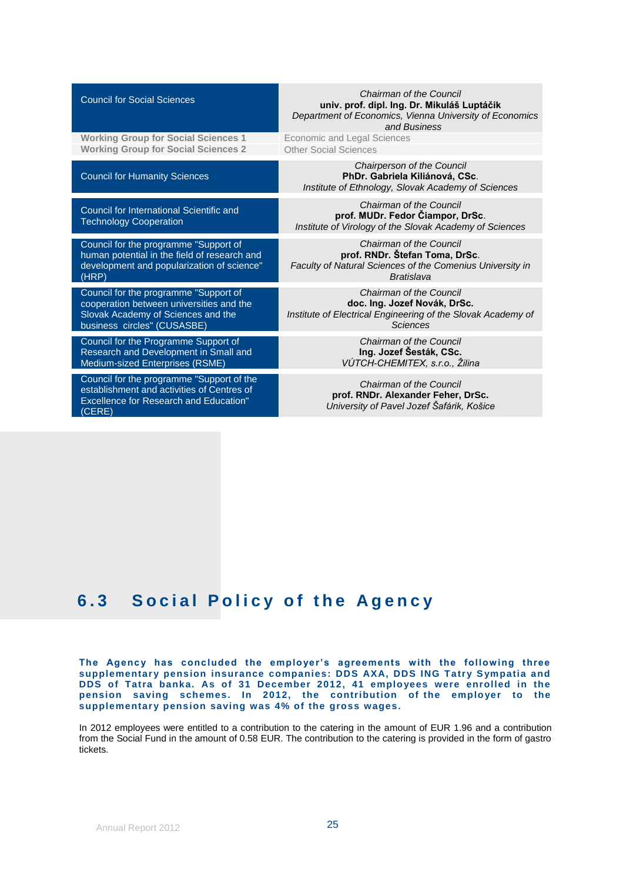| | |
|---|---|
| Council for Social Sciences | *Chairman of the Council*<br>**univ. prof. dipl. Ing. Dr. Mikuláš Luptáčik**<br>*Department of Economics, Vienna University of Economics and Business* |
| **Working Group for Social Sciences 1** | Economic and Legal Sciences |
| **Working Group for Social Sciences 2** | Other Social Sciences |
| Council for Humanity Sciences | *Chairperson of the Council*<br>**PhDr. Gabriela Kiliánová, CSc**.<br>*Institute of Ethnology, Slovak Academy of Sciences* |
| Council for International Scientific and Technology Cooperation | *Chairman of the Council*<br>**prof. MUDr. Fedor Čiampor, DrSc**.<br>*Institute of Virology of the Slovak Academy of Sciences* |
| Council for the programme "Support of human potential in the field of research and development and popularization of science" (HRP) | *Chairman of the Council*<br>**prof. RNDr. Štefan Toma, DrSc**.<br>*Faculty of Natural Sciences of the Comenius University in Bratislava* |
| Council for the programme "Support of cooperation between universities and the Slovak Academy of Sciences and the business circles" (CUSASBE) | *Chairman of the Council*<br>**doc. Ing. Jozef Novák, DrSc.**<br>*Institute of Electrical Engineering of the Slovak Academy of Sciences* |
| Council for the Programme Support of Research and Development in Small and Medium-sized Enterprises (RSME) | *Chairman of the Council*<br>**Ing. Jozef Šesták, CSc.**<br>*VÚTCH-CHEMITEX, s.r.o., Žilina* |
| Council for the programme "Support of the establishment and activities of Centres of Excellence for Research and Education" (CERE) | *Chairman of the Council*<br>**prof. RNDr. Alexander Feher, DrSc.**<br>*University of Pavel Jozef Šafárik, Košice* |

## 6.3 Social Policy of the Agency

**The Agency has concluded the employer's agreements with the following three supplementary pension insurance companies: DDS AXA, DDS ING Tatry Sympatia and DDS of Tatra banka. As of 31 December 2012, 41 employees were enrolled in the pension saving schemes. In 2012, the contribution of the employer to the supplementary pension saving was 4% of the gross wages.**

In 2012 employees were entitled to a contribution to the catering in the amount of EUR 1.96 and a contribution from the Social Fund in the amount of 0.58 EUR. The contribution to the catering is provided in the form of gastro tickets.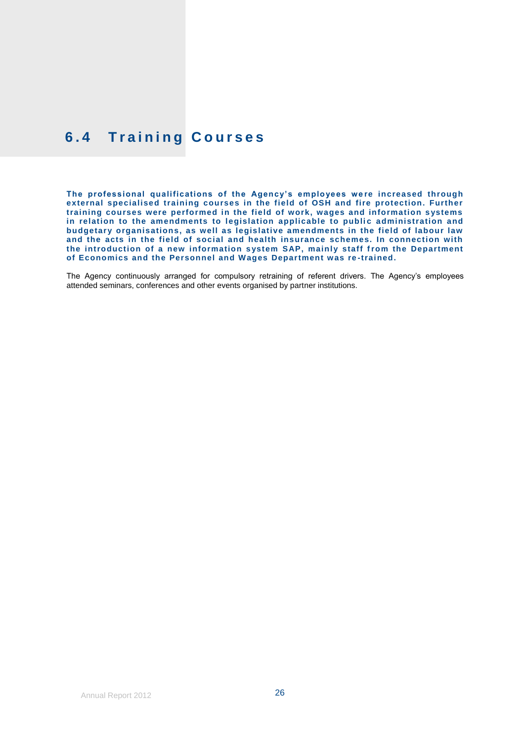## 6.4 Training Courses

**The professional qualifications of the Agency's employees were increased through external specialised training courses in the field of OSH and fire protection. Further training courses were performed in the field of work, wages and information systems in relation to the amendments to legislation applicable to public administration and budgetary organisations, as well as legislative amendments in the field of labour law and the acts in the field of social and health insurance schemes. In connection with the introduction of a new information system SAP, mainly staff from the Department of Economics and the Personnel and Wages Department was re-trained.**

The Agency continuously arranged for compulsory retraining of referent drivers. The Agency's employees attended seminars, conferences and other events organised by partner institutions.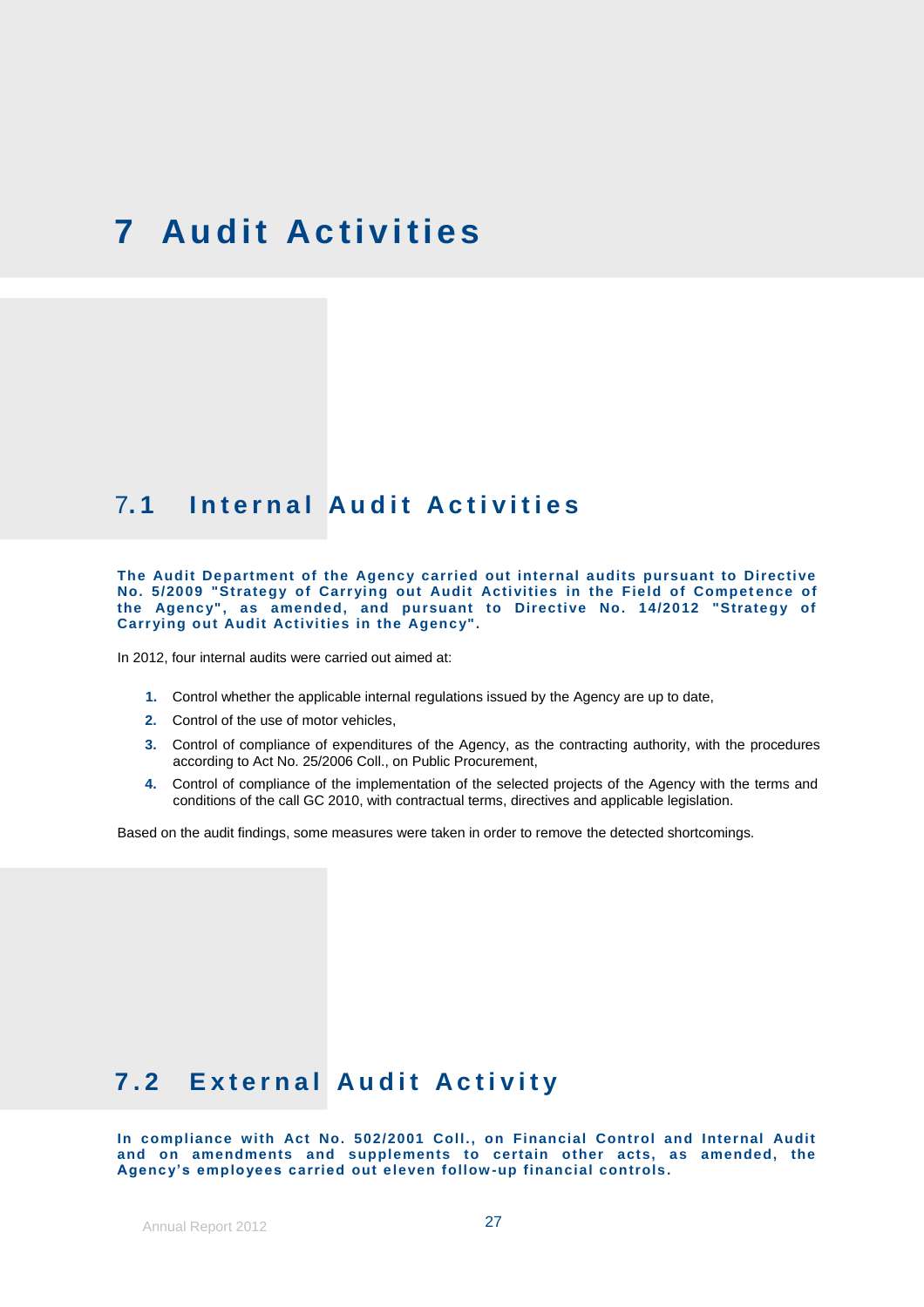# 7 Audit Activities

## 7.1 Internal Audit Activities

**The Audit Department of the Agency carried out internal audits pursuant to Directive No. 5/2009 "Strategy of Carrying out Audit Activities in the Field of Competence of the Agency", as amended, and pursuant to Directive No. 14/2012 "Strategy of Carrying out Audit Activities in the Agency".**

In 2012, four internal audits were carried out aimed at:

1. Control whether the applicable internal regulations issued by the Agency are up to date,
2. Control of the use of motor vehicles,
3. Control of compliance of expenditures of the Agency, as the contracting authority, with the procedures according to Act No. 25/2006 Coll., on Public Procurement,
4. Control of compliance of the implementation of the selected projects of the Agency with the terms and conditions of the call GC 2010, with contractual terms, directives and applicable legislation.

Based on the audit findings, some measures were taken in order to remove the detected shortcomings.

## 7.2 External Audit Activity

**In compliance with Act No. 502/2001 Coll., on Financial Control and Internal Audit and on amendments and supplements to certain other acts, as amended, the Agency's employees carried out eleven follow-up financial controls.**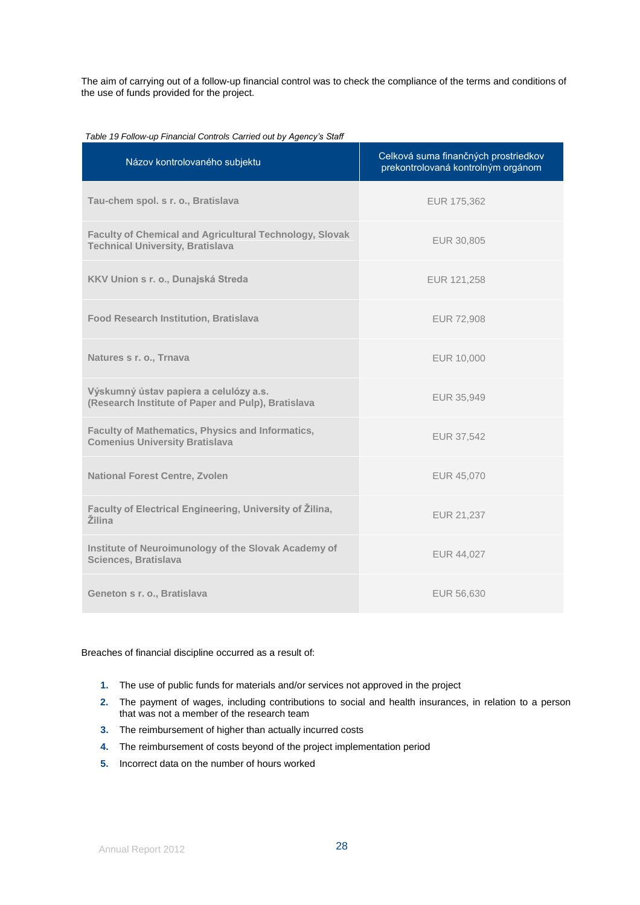The aim of carrying out of a follow-up financial control was to check the compliance of the terms and conditions of the use of funds provided for the project.

*Table 19 Follow-up Financial Controls Carried out by Agency's Staff*

| Názov kontrolovaného subjektu | Celková suma finančných prostriedkov prekontrolovaná kontrolným orgánom |
|---|---|
| **Tau-chem spol. s r. o., Bratislava** | EUR 175,362 |
| **Faculty of Chemical and Agricultural Technology, Slovak Technical University, Bratislava** | EUR 30,805 |
| **KKV Union s r. o., Dunajská Streda** | EUR 121,258 |
| **Food Research Institution, Bratislava** | EUR 72,908 |
| **Natures s r. o., Trnava** | EUR 10,000 |
| **Výskumný ústav papiera a celulózy a.s. (Research Institute of Paper and Pulp), Bratislava** | EUR 35,949 |
| **Faculty of Mathematics, Physics and Informatics, Comenius University Bratislava** | EUR 37,542 |
| **National Forest Centre, Zvolen** | EUR 45,070 |
| **Faculty of Electrical Engineering, University of Žilina, Žilina** | EUR 21,237 |
| **Institute of Neuroimunology of the Slovak Academy of Sciences, Bratislava** | EUR 44,027 |
| **Geneton s r. o., Bratislava** | EUR 56,630 |

Breaches of financial discipline occurred as a result of:

1. The use of public funds for materials and/or services not approved in the project
2. The payment of wages, including contributions to social and health insurances, in relation to a person that was not a member of the research team
3. The reimbursement of higher than actually incurred costs
4. The reimbursement of costs beyond of the project implementation period
5. Incorrect data on the number of hours worked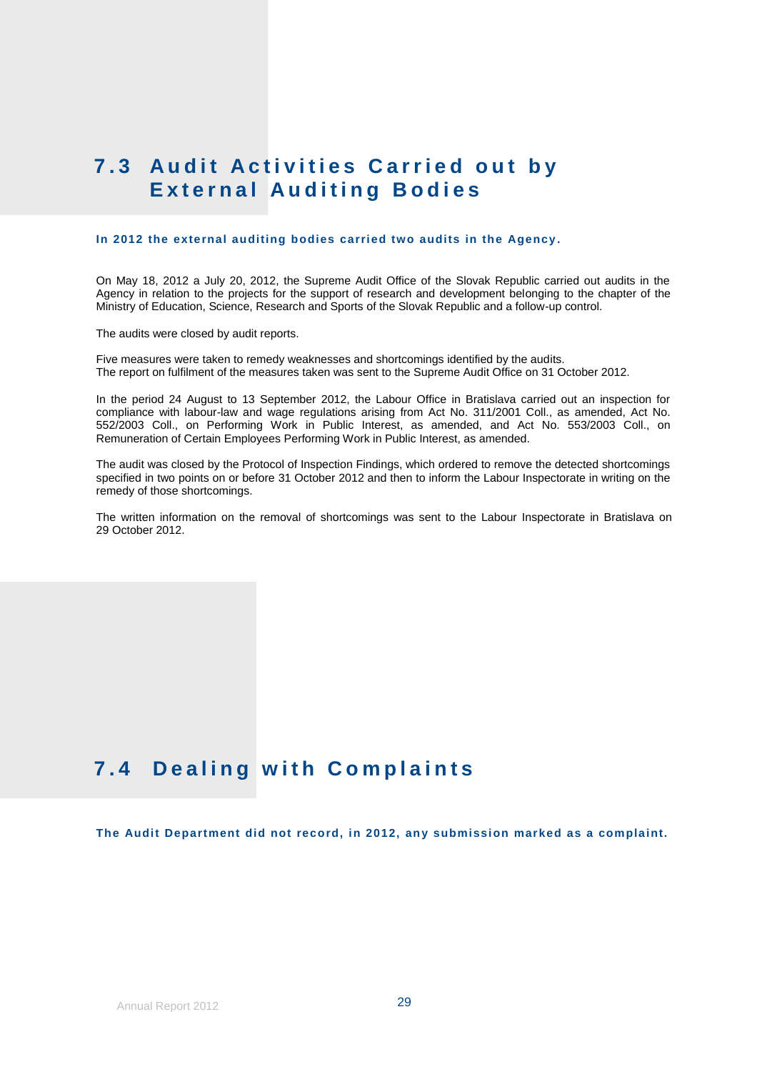## 7.3 Audit Activities Carried out by External Auditing Bodies

**In 2012 the external auditing bodies carried two audits in the Agency.**

On May 18, 2012 a July 20, 2012, the Supreme Audit Office of the Slovak Republic carried out audits in the Agency in relation to the projects for the support of research and development belonging to the chapter of the Ministry of Education, Science, Research and Sports of the Slovak Republic and a follow-up control.

The audits were closed by audit reports.

Five measures were taken to remedy weaknesses and shortcomings identified by the audits.
The report on fulfilment of the measures taken was sent to the Supreme Audit Office on 31 October 2012.

In the period 24 August to 13 September 2012, the Labour Office in Bratislava carried out an inspection for compliance with labour-law and wage regulations arising from Act No. 311/2001 Coll., as amended, Act No. 552/2003 Coll., on Performing Work in Public Interest, as amended, and Act No. 553/2003 Coll., on Remuneration of Certain Employees Performing Work in Public Interest, as amended.

The audit was closed by the Protocol of Inspection Findings, which ordered to remove the detected shortcomings specified in two points on or before 31 October 2012 and then to inform the Labour Inspectorate in writing on the remedy of those shortcomings.

The written information on the removal of shortcomings was sent to the Labour Inspectorate in Bratislava on 29 October 2012.

## 7.4 Dealing with Complaints

**The Audit Department did not record, in 2012, any submission marked as a complaint.**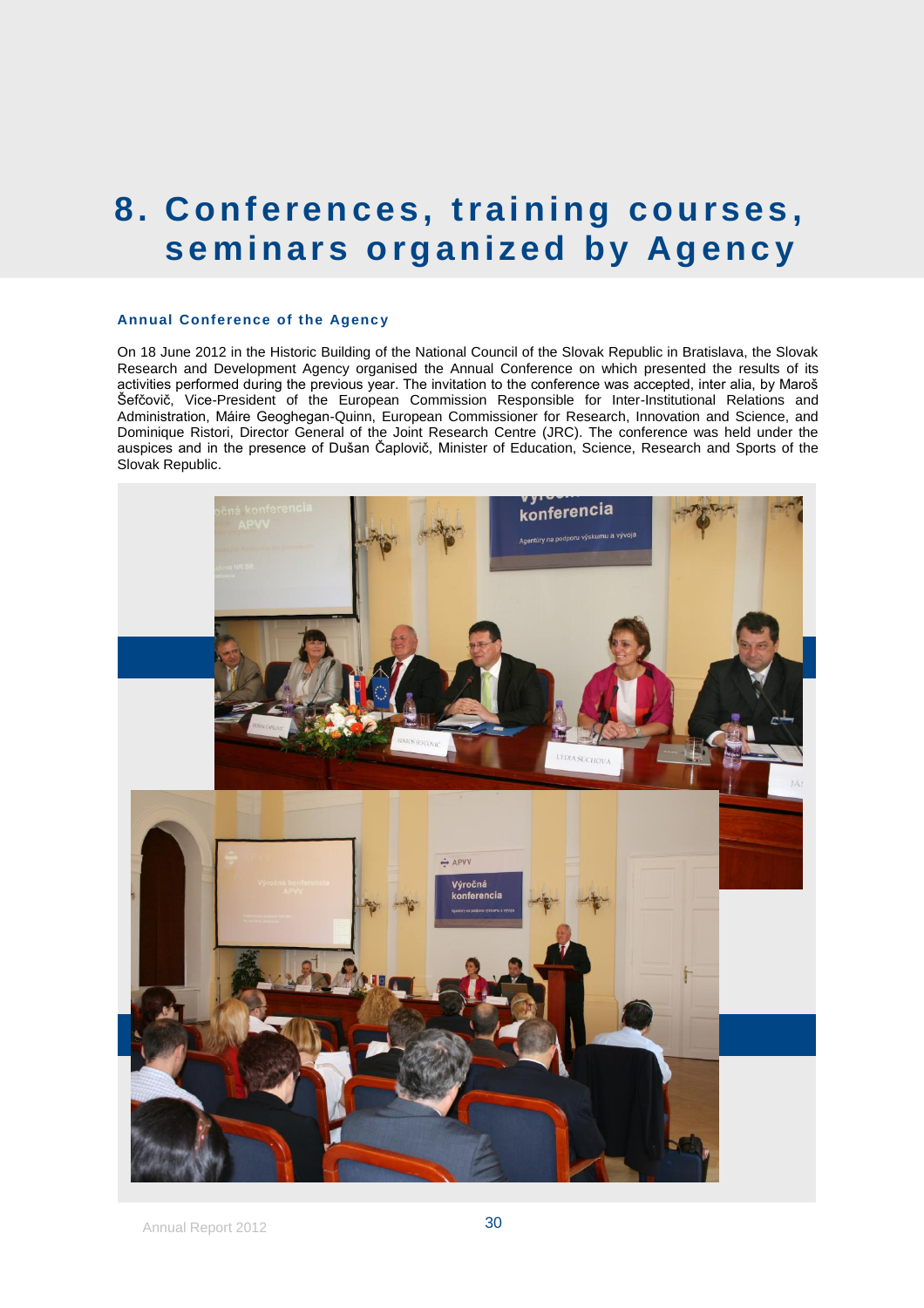# 8. Conferences, training courses, seminars organized by Agency

### Annual Conference of the Agency

On 18 June 2012 in the Historic Building of the National Council of the Slovak Republic in Bratislava, the Slovak Research and Development Agency organised the Annual Conference on which presented the results of its activities performed during the previous year. The invitation to the conference was accepted, inter alia, by Maroš Šefčovič, Vice-President of the European Commission Responsible for Inter-Institutional Relations and Administration, Máire Geoghegan-Quinn, European Commissioner for Research, Innovation and Science, and Dominique Ristori, Director General of the Joint Research Centre (JRC). The conference was held under the auspices and in the presence of Dušan Čaplovič, Minister of Education, Science, Research and Sports of the Slovak Republic.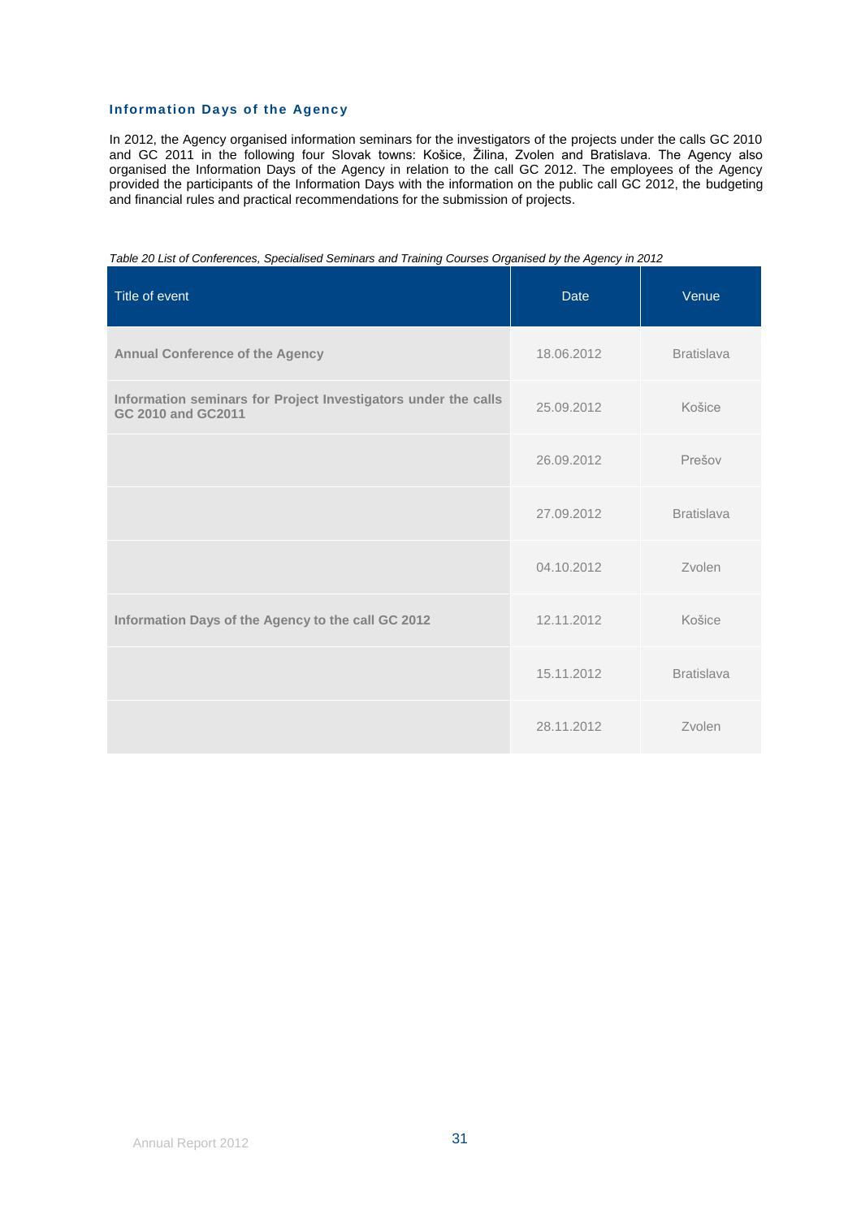### Information Days of the Agency

In 2012, the Agency organised information seminars for the investigators of the projects under the calls GC 2010 and GC 2011 in the following four Slovak towns: Košice, Žilina, Zvolen and Bratislava. The Agency also organised the Information Days of the Agency in relation to the call GC 2012. The employees of the Agency provided the participants of the Information Days with the information on the public call GC 2012, the budgeting and financial rules and practical recommendations for the submission of projects.

*Table 20 List of Conferences, Specialised Seminars and Training Courses Organised by the Agency in 2012*

| Title of event | Date | Venue |
|---|---|---|
| **Annual Conference of the Agency** | 18.06.2012 | Bratislava |
| **Information seminars for Project Investigators under the calls GC 2010 and GC2011** | 25.09.2012 | Košice |
| | 26.09.2012 | Prešov |
| | 27.09.2012 | Bratislava |
| | 04.10.2012 | Zvolen |
| **Information Days of the Agency to the call GC 2012** | 12.11.2012 | Košice |
| | 15.11.2012 | Bratislava |
| | 28.11.2012 | Zvolen |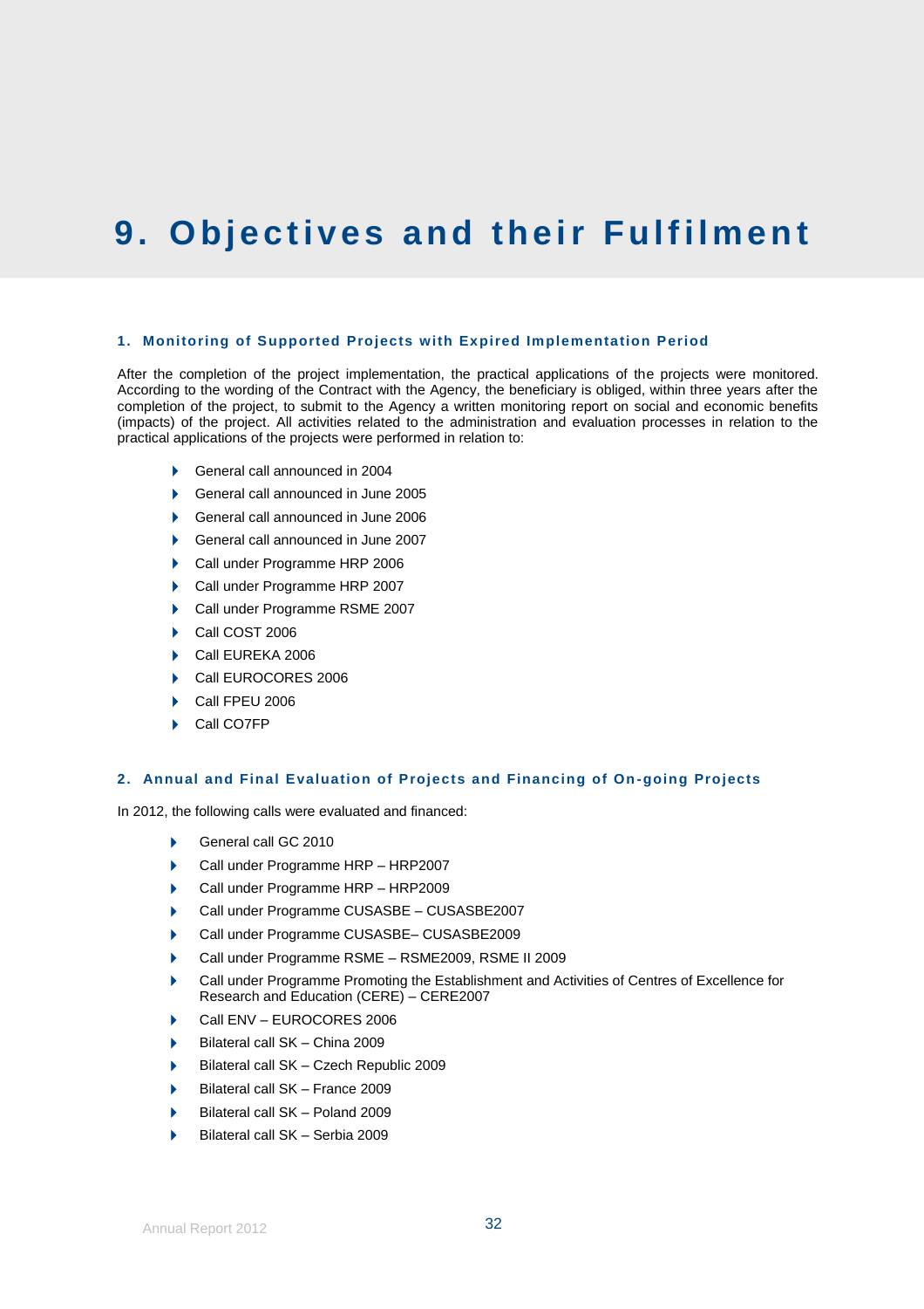# 9. Objectives and their Fulfilment

## 1. Monitoring of Supported Projects with Expired Implementation Period

After the completion of the project implementation, the practical applications of the projects were monitored. According to the wording of the Contract with the Agency, the beneficiary is obliged, within three years after the completion of the project, to submit to the Agency a written monitoring report on social and economic benefits (impacts) of the project. All activities related to the administration and evaluation processes in relation to the practical applications of the projects were performed in relation to:

- General call announced in 2004
- General call announced in June 2005
- General call announced in June 2006
- General call announced in June 2007
- Call under Programme HRP 2006
- Call under Programme HRP 2007
- Call under Programme RSME 2007
- Call COST 2006
- Call EUREKA 2006
- Call EUROCORES 2006
- Call FPEU 2006
- Call CO7FP

## 2. Annual and Final Evaluation of Projects and Financing of On-going Projects

In 2012, the following calls were evaluated and financed:

- General call GC 2010
- Call under Programme HRP – HRP2007
- Call under Programme HRP – HRP2009
- Call under Programme CUSASBE – CUSASBE2007
- Call under Programme CUSASBE– CUSASBE2009
- Call under Programme RSME – RSME2009, RSME II 2009
- Call under Programme Promoting the Establishment and Activities of Centres of Excellence for Research and Education (CERE) – CERE2007
- Call ENV – EUROCORES 2006
- Bilateral call SK – China 2009
- Bilateral call SK – Czech Republic 2009
- Bilateral call SK – France 2009
- Bilateral call SK – Poland 2009
- Bilateral call SK – Serbia 2009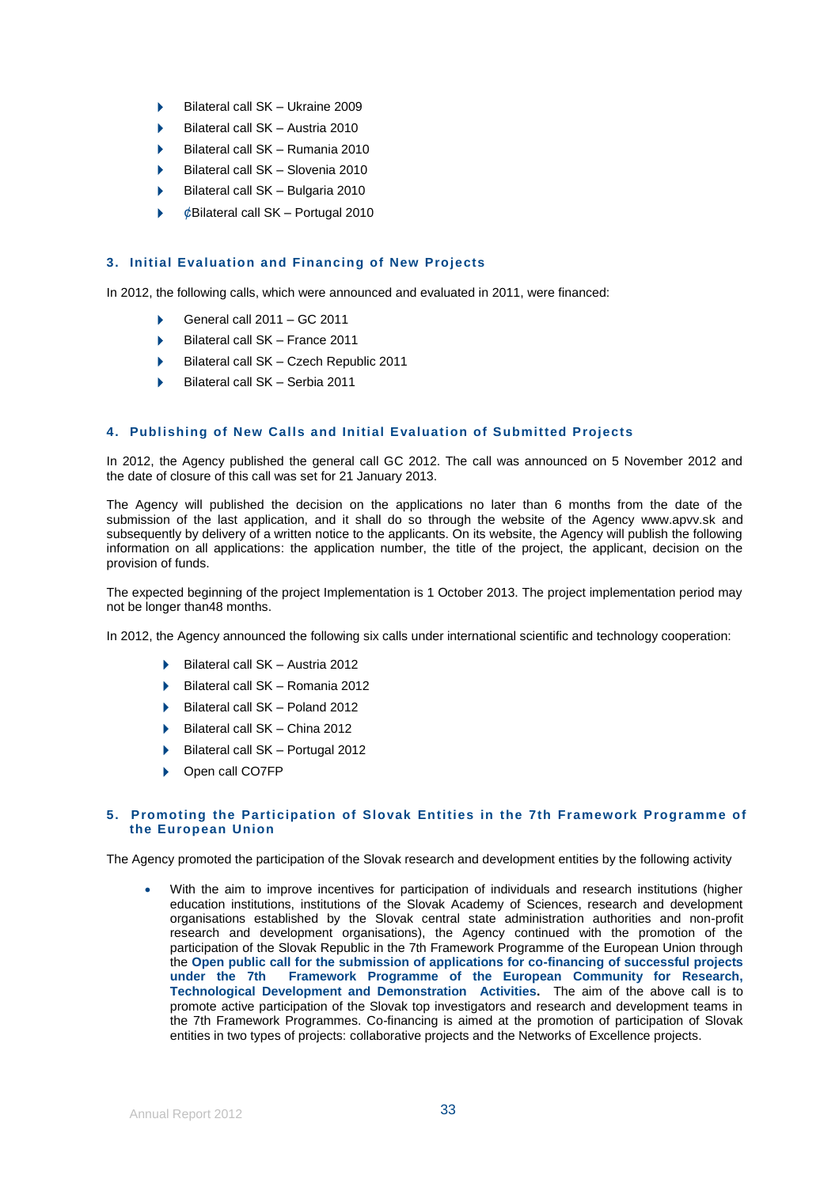- Bilateral call SK – Ukraine 2009
- Bilateral call SK – Austria 2010
- Bilateral call SK – Rumania 2010
- Bilateral call SK – Slovenia 2010
- Bilateral call SK – Bulgaria 2010
- ¢Bilateral call SK – Portugal 2010

## 3. Initial Evaluation and Financing of New Projects

In 2012, the following calls, which were announced and evaluated in 2011, were financed:

- General call 2011 – GC 2011
- Bilateral call SK – France 2011
- Bilateral call SK – Czech Republic 2011
- Bilateral call SK – Serbia 2011

## 4. Publishing of New Calls and Initial Evaluation of Submitted Projects

In 2012, the Agency published the general call GC 2012. The call was announced on 5 November 2012 and the date of closure of this call was set for 21 January 2013.

The Agency will published the decision on the applications no later than 6 months from the date of the submission of the last application, and it shall do so through the website of the Agency www.apvv.sk and subsequently by delivery of a written notice to the applicants. On its website, the Agency will publish the following information on all applications: the application number, the title of the project, the applicant, decision on the provision of funds.

The expected beginning of the project Implementation is 1 October 2013. The project implementation period may not be longer than48 months.

In 2012, the Agency announced the following six calls under international scientific and technology cooperation:

- Bilateral call SK – Austria 2012
- Bilateral call SK – Romania 2012
- Bilateral call SK – Poland 2012
- Bilateral call SK – China 2012
- Bilateral call SK – Portugal 2012
- Open call CO7FP

## 5. Promoting the Participation of Slovak Entities in the 7th Framework Programme of the European Union

The Agency promoted the participation of the Slovak research and development entities by the following activity

- With the aim to improve incentives for participation of individuals and research institutions (higher education institutions, institutions of the Slovak Academy of Sciences, research and development organisations established by the Slovak central state administration authorities and non-profit research and development organisations), the Agency continued with the promotion of the participation of the Slovak Republic in the 7th Framework Programme of the European Union through the **Open public call for the submission of applications for co-financing of successful projects under the 7th Framework Programme of the European Community for Research, Technological Development and Demonstration Activities.** The aim of the above call is to promote active participation of the Slovak top investigators and research and development teams in the 7th Framework Programmes. Co-financing is aimed at the promotion of participation of Slovak entities in two types of projects: collaborative projects and the Networks of Excellence projects.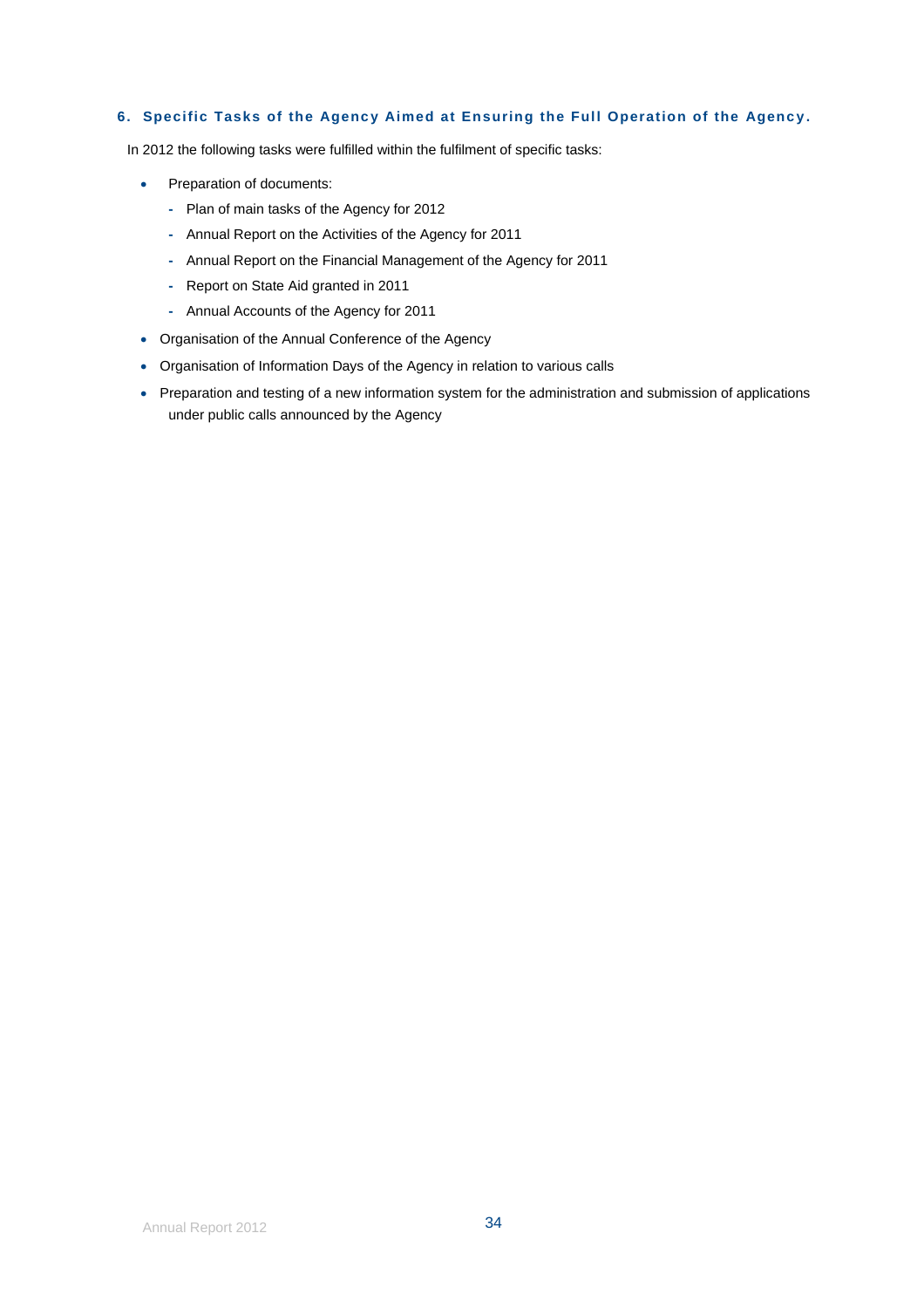## 6. Specific Tasks of the Agency Aimed at Ensuring the Full Operation of the Agency.

In 2012 the following tasks were fulfilled within the fulfilment of specific tasks:

- Preparation of documents:
  - Plan of main tasks of the Agency for 2012
  - Annual Report on the Activities of the Agency for 2011
  - Annual Report on the Financial Management of the Agency for 2011
  - Report on State Aid granted in 2011
  - Annual Accounts of the Agency for 2011
- Organisation of the Annual Conference of the Agency
- Organisation of Information Days of the Agency in relation to various calls
- Preparation and testing of a new information system for the administration and submission of applications under public calls announced by the Agency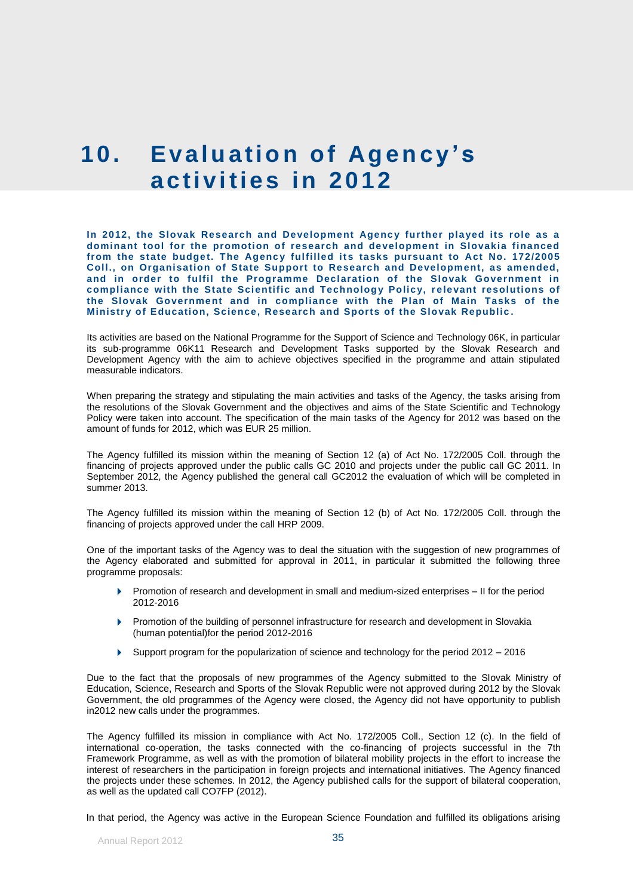# 10. Evaluation of Agency's activities in 2012

**In 2012, the Slovak Research and Development Agency further played its role as a dominant tool for the promotion of research and development in Slovakia financed from the state budget. The Agency fulfilled its tasks pursuant to Act No. 172/2005 Coll., on Organisation of State Support to Research and Development, as amended, and in order to fulfil the Programme Declaration of the Slovak Government in compliance with the State Scientific and Technology Policy, relevant resolutions of the Slovak Government and in compliance with the Plan of Main Tasks of the Ministry of Education, Science, Research and Sports of the Slovak Republic.**

Its activities are based on the National Programme for the Support of Science and Technology 06K, in particular its sub-programme 06K11 Research and Development Tasks supported by the Slovak Research and Development Agency with the aim to achieve objectives specified in the programme and attain stipulated measurable indicators.

When preparing the strategy and stipulating the main activities and tasks of the Agency, the tasks arising from the resolutions of the Slovak Government and the objectives and aims of the State Scientific and Technology Policy were taken into account. The specification of the main tasks of the Agency for 2012 was based on the amount of funds for 2012, which was EUR 25 million.

The Agency fulfilled its mission within the meaning of Section 12 (a) of Act No. 172/2005 Coll. through the financing of projects approved under the public calls GC 2010 and projects under the public call GC 2011. In September 2012, the Agency published the general call GC2012 the evaluation of which will be completed in summer 2013.

The Agency fulfilled its mission within the meaning of Section 12 (b) of Act No. 172/2005 Coll. through the financing of projects approved under the call HRP 2009.

One of the important tasks of the Agency was to deal the situation with the suggestion of new programmes of the Agency elaborated and submitted for approval in 2011, in particular it submitted the following three programme proposals:

- Promotion of research and development in small and medium-sized enterprises – II for the period 2012-2016
- Promotion of the building of personnel infrastructure for research and development in Slovakia (human potential)for the period 2012-2016
- Support program for the popularization of science and technology for the period 2012 – 2016

Due to the fact that the proposals of new programmes of the Agency submitted to the Slovak Ministry of Education, Science, Research and Sports of the Slovak Republic were not approved during 2012 by the Slovak Government, the old programmes of the Agency were closed, the Agency did not have opportunity to publish in2012 new calls under the programmes.

The Agency fulfilled its mission in compliance with Act No. 172/2005 Coll., Section 12 (c). In the field of international co-operation, the tasks connected with the co-financing of projects successful in the 7th Framework Programme, as well as with the promotion of bilateral mobility projects in the effort to increase the interest of researchers in the participation in foreign projects and international initiatives. The Agency financed the projects under these schemes. In 2012, the Agency published calls for the support of bilateral cooperation, as well as the updated call CO7FP (2012).

In that period, the Agency was active in the European Science Foundation and fulfilled its obligations arising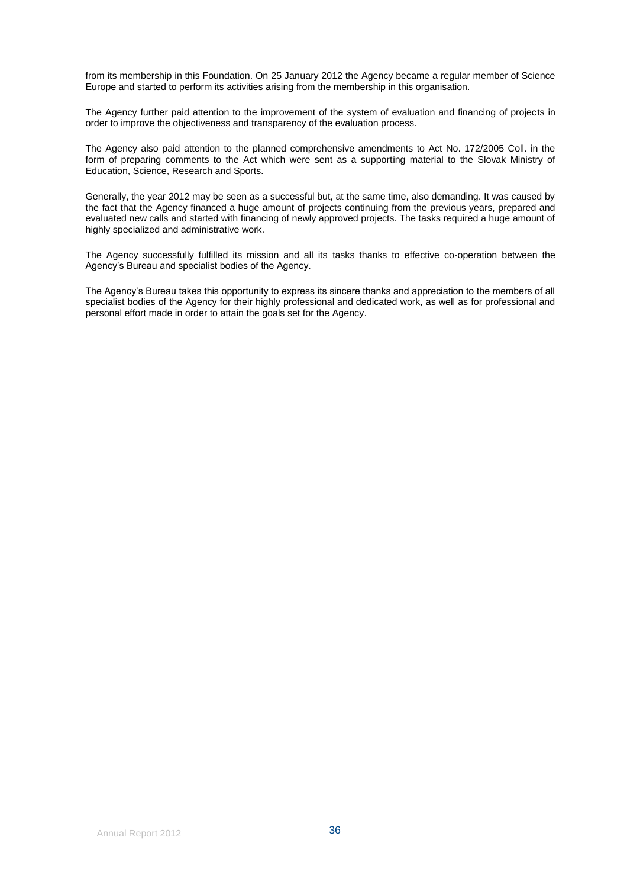from its membership in this Foundation. On 25 January 2012 the Agency became a regular member of Science Europe and started to perform its activities arising from the membership in this organisation.

The Agency further paid attention to the improvement of the system of evaluation and financing of projects in order to improve the objectiveness and transparency of the evaluation process.

The Agency also paid attention to the planned comprehensive amendments to Act No. 172/2005 Coll. in the form of preparing comments to the Act which were sent as a supporting material to the Slovak Ministry of Education, Science, Research and Sports.

Generally, the year 2012 may be seen as a successful but, at the same time, also demanding. It was caused by the fact that the Agency financed a huge amount of projects continuing from the previous years, prepared and evaluated new calls and started with financing of newly approved projects. The tasks required a huge amount of highly specialized and administrative work.

The Agency successfully fulfilled its mission and all its tasks thanks to effective co-operation between the Agency's Bureau and specialist bodies of the Agency.

The Agency's Bureau takes this opportunity to express its sincere thanks and appreciation to the members of all specialist bodies of the Agency for their highly professional and dedicated work, as well as for professional and personal effort made in order to attain the goals set for the Agency.